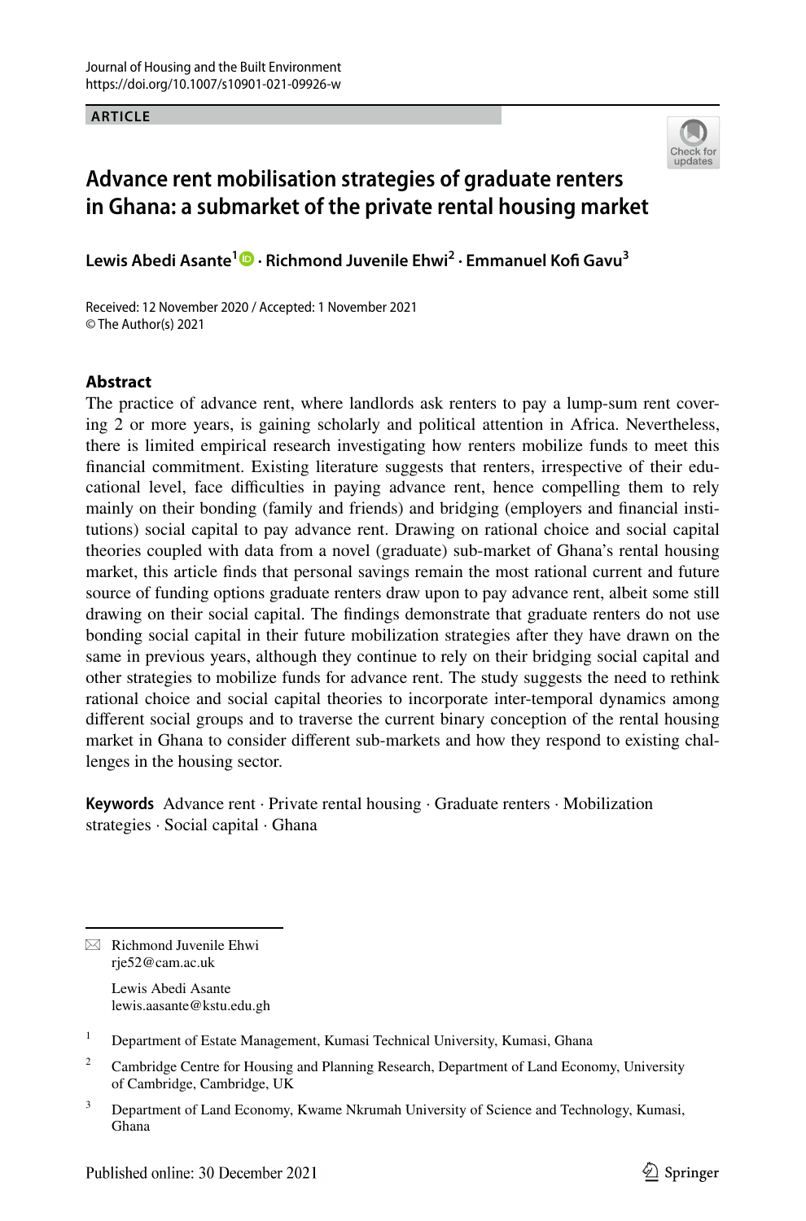ARTICLE

# Advance rent mobilisation strategies of graduate renters in Ghana: a submarket of the private rental housing market

**Lewis Abedi Asante[1] · Richmond Juvenile Ehwi[2] · Emmanuel Kofi Gavu[3]**

Received: 12 November 2020 / Accepted: 1 November 2021
© The Author(s) 2021

## Abstract

The practice of advance rent, where landlords ask renters to pay a lump-sum rent covering 2 or more years, is gaining scholarly and political attention in Africa. Nevertheless, there is limited empirical research investigating how renters mobilize funds to meet this financial commitment. Existing literature suggests that renters, irrespective of their educational level, face difficulties in paying advance rent, hence compelling them to rely mainly on their bonding (family and friends) and bridging (employers and financial institutions) social capital to pay advance rent. Drawing on rational choice and social capital theories coupled with data from a novel (graduate) sub-market of Ghana's rental housing market, this article finds that personal savings remain the most rational current and future source of funding options graduate renters draw upon to pay advance rent, albeit some still drawing on their social capital. The findings demonstrate that graduate renters do not use bonding social capital in their future mobilization strategies after they have drawn on the same in previous years, although they continue to rely on their bridging social capital and other strategies to mobilize funds for advance rent. The study suggests the need to rethink rational choice and social capital theories to incorporate inter-temporal dynamics among different social groups and to traverse the current binary conception of the rental housing market in Ghana to consider different sub-markets and how they respond to existing challenges in the housing sector.

**Keywords** Advance rent · Private rental housing · Graduate renters · Mobilization strategies · Social capital · Ghana

---

✉ Richmond Juvenile Ehwi
rje52@cam.ac.uk

Lewis Abedi Asante
lewis.aasante@kstu.edu.gh

[1] Department of Estate Management, Kumasi Technical University, Kumasi, Ghana

[2] Cambridge Centre for Housing and Planning Research, Department of Land Economy, University of Cambridge, Cambridge, UK

[3] Department of Land Economy, Kwame Nkrumah University of Science and Technology, Kumasi, Ghana

Published online: 30 December 2021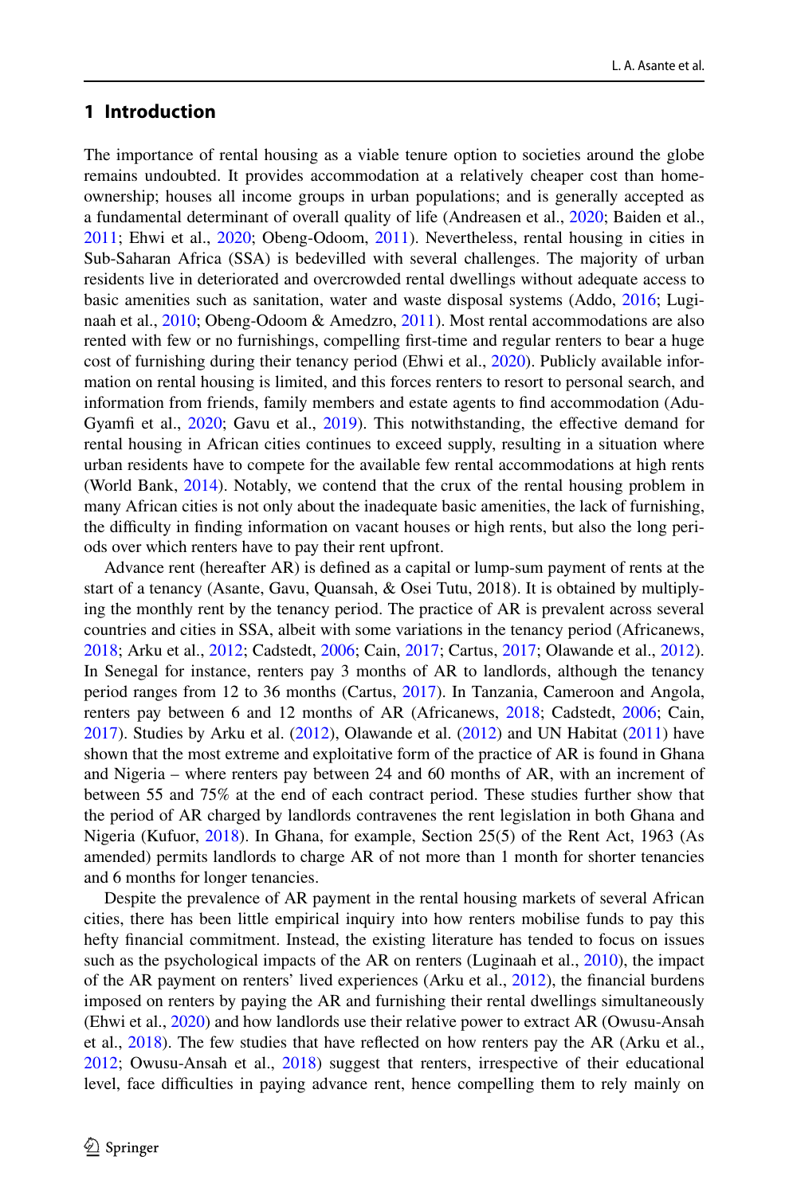## 1 Introduction

The importance of rental housing as a viable tenure option to societies around the globe remains undoubted. It provides accommodation at a relatively cheaper cost than homeownership; houses all income groups in urban populations; and is generally accepted as a fundamental determinant of overall quality of life (Andreasen et al., 2020; Baiden et al., 2011; Ehwi et al., 2020; Obeng-Odoom, 2011). Nevertheless, rental housing in cities in Sub-Saharan Africa (SSA) is bedevilled with several challenges. The majority of urban residents live in deteriorated and overcrowded rental dwellings without adequate access to basic amenities such as sanitation, water and waste disposal systems (Addo, 2016; Luginaah et al., 2010; Obeng-Odoom & Amedzro, 2011). Most rental accommodations are also rented with few or no furnishings, compelling first-time and regular renters to bear a huge cost of furnishing during their tenancy period (Ehwi et al., 2020). Publicly available information on rental housing is limited, and this forces renters to resort to personal search, and information from friends, family members and estate agents to find accommodation (Adu-Gyamfi et al., 2020; Gavu et al., 2019). This notwithstanding, the effective demand for rental housing in African cities continues to exceed supply, resulting in a situation where urban residents have to compete for the available few rental accommodations at high rents (World Bank, 2014). Notably, we contend that the crux of the rental housing problem in many African cities is not only about the inadequate basic amenities, the lack of furnishing, the difficulty in finding information on vacant houses or high rents, but also the long periods over which renters have to pay their rent upfront.

Advance rent (hereafter AR) is defined as a capital or lump-sum payment of rents at the start of a tenancy (Asante, Gavu, Quansah, & Osei Tutu, 2018). It is obtained by multiplying the monthly rent by the tenancy period. The practice of AR is prevalent across several countries and cities in SSA, albeit with some variations in the tenancy period (Africanews, 2018; Arku et al., 2012; Cadstedt, 2006; Cain, 2017; Cartus, 2017; Olawande et al., 2012). In Senegal for instance, renters pay 3 months of AR to landlords, although the tenancy period ranges from 12 to 36 months (Cartus, 2017). In Tanzania, Cameroon and Angola, renters pay between 6 and 12 months of AR (Africanews, 2018; Cadstedt, 2006; Cain, 2017). Studies by Arku et al. (2012), Olawande et al. (2012) and UN Habitat (2011) have shown that the most extreme and exploitative form of the practice of AR is found in Ghana and Nigeria – where renters pay between 24 and 60 months of AR, with an increment of between 55 and 75% at the end of each contract period. These studies further show that the period of AR charged by landlords contravenes the rent legislation in both Ghana and Nigeria (Kufuor, 2018). In Ghana, for example, Section 25(5) of the Rent Act, 1963 (As amended) permits landlords to charge AR of not more than 1 month for shorter tenancies and 6 months for longer tenancies.

Despite the prevalence of AR payment in the rental housing markets of several African cities, there has been little empirical inquiry into how renters mobilise funds to pay this hefty financial commitment. Instead, the existing literature has tended to focus on issues such as the psychological impacts of the AR on renters (Luginaah et al., 2010), the impact of the AR payment on renters' lived experiences (Arku et al., 2012), the financial burdens imposed on renters by paying the AR and furnishing their rental dwellings simultaneously (Ehwi et al., 2020) and how landlords use their relative power to extract AR (Owusu-Ansah et al., 2018). The few studies that have reflected on how renters pay the AR (Arku et al., 2012; Owusu-Ansah et al., 2018) suggest that renters, irrespective of their educational level, face difficulties in paying advance rent, hence compelling them to rely mainly on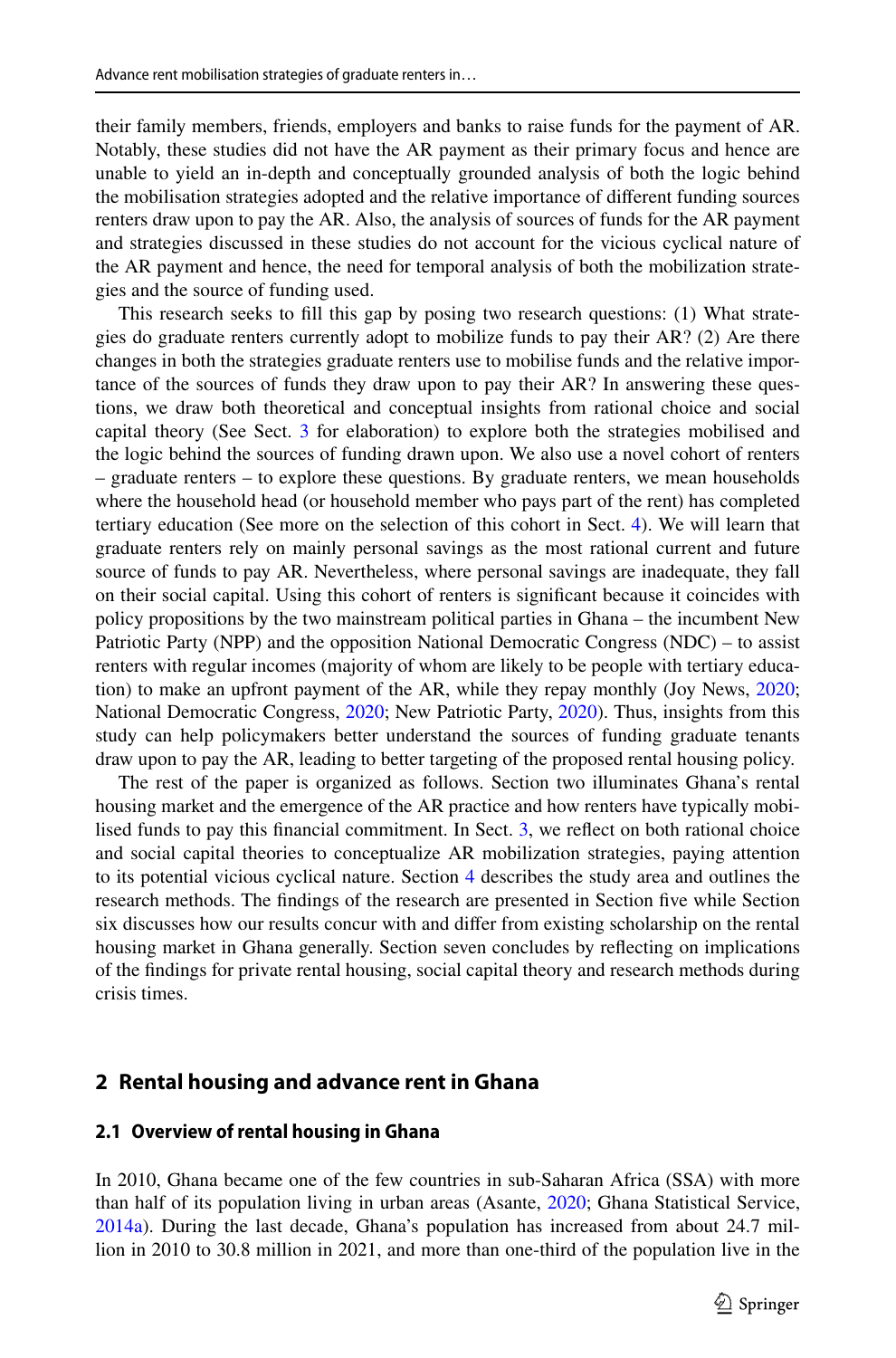their family members, friends, employers and banks to raise funds for the payment of AR. Notably, these studies did not have the AR payment as their primary focus and hence are unable to yield an in-depth and conceptually grounded analysis of both the logic behind the mobilisation strategies adopted and the relative importance of different funding sources renters draw upon to pay the AR. Also, the analysis of sources of funds for the AR payment and strategies discussed in these studies do not account for the vicious cyclical nature of the AR payment and hence, the need for temporal analysis of both the mobilization strategies and the source of funding used.

This research seeks to fill this gap by posing two research questions: (1) What strategies do graduate renters currently adopt to mobilize funds to pay their AR? (2) Are there changes in both the strategies graduate renters use to mobilise funds and the relative importance of the sources of funds they draw upon to pay their AR? In answering these questions, we draw both theoretical and conceptual insights from rational choice and social capital theory (See Sect. 3 for elaboration) to explore both the strategies mobilised and the logic behind the sources of funding drawn upon. We also use a novel cohort of renters – graduate renters – to explore these questions. By graduate renters, we mean households where the household head (or household member who pays part of the rent) has completed tertiary education (See more on the selection of this cohort in Sect. 4). We will learn that graduate renters rely on mainly personal savings as the most rational current and future source of funds to pay AR. Nevertheless, where personal savings are inadequate, they fall on their social capital. Using this cohort of renters is significant because it coincides with policy propositions by the two mainstream political parties in Ghana – the incumbent New Patriotic Party (NPP) and the opposition National Democratic Congress (NDC) – to assist renters with regular incomes (majority of whom are likely to be people with tertiary education) to make an upfront payment of the AR, while they repay monthly (Joy News, 2020; National Democratic Congress, 2020; New Patriotic Party, 2020). Thus, insights from this study can help policymakers better understand the sources of funding graduate tenants draw upon to pay the AR, leading to better targeting of the proposed rental housing policy.

The rest of the paper is organized as follows. Section two illuminates Ghana's rental housing market and the emergence of the AR practice and how renters have typically mobilised funds to pay this financial commitment. In Sect. 3, we reflect on both rational choice and social capital theories to conceptualize AR mobilization strategies, paying attention to its potential vicious cyclical nature. Section 4 describes the study area and outlines the research methods. The findings of the research are presented in Section five while Section six discusses how our results concur with and differ from existing scholarship on the rental housing market in Ghana generally. Section seven concludes by reflecting on implications of the findings for private rental housing, social capital theory and research methods during crisis times.

## 2 Rental housing and advance rent in Ghana

### 2.1 Overview of rental housing in Ghana

In 2010, Ghana became one of the few countries in sub-Saharan Africa (SSA) with more than half of its population living in urban areas (Asante, 2020; Ghana Statistical Service, 2014a). During the last decade, Ghana's population has increased from about 24.7 million in 2010 to 30.8 million in 2021, and more than one-third of the population live in the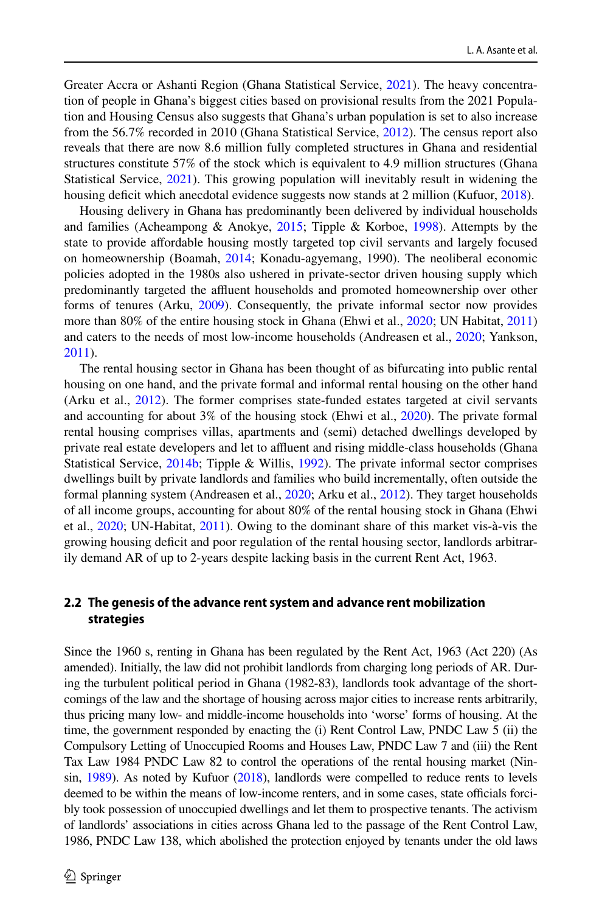Greater Accra or Ashanti Region (Ghana Statistical Service, 2021). The heavy concentration of people in Ghana's biggest cities based on provisional results from the 2021 Population and Housing Census also suggests that Ghana's urban population is set to also increase from the 56.7% recorded in 2010 (Ghana Statistical Service, 2012). The census report also reveals that there are now 8.6 million fully completed structures in Ghana and residential structures constitute 57% of the stock which is equivalent to 4.9 million structures (Ghana Statistical Service, 2021). This growing population will inevitably result in widening the housing deficit which anecdotal evidence suggests now stands at 2 million (Kufuor, 2018).

Housing delivery in Ghana has predominantly been delivered by individual households and families (Acheampong & Anokye, 2015; Tipple & Korboe, 1998). Attempts by the state to provide affordable housing mostly targeted top civil servants and largely focused on homeownership (Boamah, 2014; Konadu-agyemang, 1990). The neoliberal economic policies adopted in the 1980s also ushered in private-sector driven housing supply which predominantly targeted the affluent households and promoted homeownership over other forms of tenures (Arku, 2009). Consequently, the private informal sector now provides more than 80% of the entire housing stock in Ghana (Ehwi et al., 2020; UN Habitat, 2011) and caters to the needs of most low-income households (Andreasen et al., 2020; Yankson, 2011).

The rental housing sector in Ghana has been thought of as bifurcating into public rental housing on one hand, and the private formal and informal rental housing on the other hand (Arku et al., 2012). The former comprises state-funded estates targeted at civil servants and accounting for about 3% of the housing stock (Ehwi et al., 2020). The private formal rental housing comprises villas, apartments and (semi) detached dwellings developed by private real estate developers and let to affluent and rising middle-class households (Ghana Statistical Service, 2014b; Tipple & Willis, 1992). The private informal sector comprises dwellings built by private landlords and families who build incrementally, often outside the formal planning system (Andreasen et al., 2020; Arku et al., 2012). They target households of all income groups, accounting for about 80% of the rental housing stock in Ghana (Ehwi et al., 2020; UN-Habitat, 2011). Owing to the dominant share of this market vis-à-vis the growing housing deficit and poor regulation of the rental housing sector, landlords arbitrarily demand AR of up to 2-years despite lacking basis in the current Rent Act, 1963.

### 2.2 The genesis of the advance rent system and advance rent mobilization strategies

Since the 1960 s, renting in Ghana has been regulated by the Rent Act, 1963 (Act 220) (As amended). Initially, the law did not prohibit landlords from charging long periods of AR. During the turbulent political period in Ghana (1982-83), landlords took advantage of the shortcomings of the law and the shortage of housing across major cities to increase rents arbitrarily, thus pricing many low- and middle-income households into 'worse' forms of housing. At the time, the government responded by enacting the (i) Rent Control Law, PNDC Law 5 (ii) the Compulsory Letting of Unoccupied Rooms and Houses Law, PNDC Law 7 and (iii) the Rent Tax Law 1984 PNDC Law 82 to control the operations of the rental housing market (Ninsin, 1989). As noted by Kufuor (2018), landlords were compelled to reduce rents to levels deemed to be within the means of low-income renters, and in some cases, state officials forcibly took possession of unoccupied dwellings and let them to prospective tenants. The activism of landlords' associations in cities across Ghana led to the passage of the Rent Control Law, 1986, PNDC Law 138, which abolished the protection enjoyed by tenants under the old laws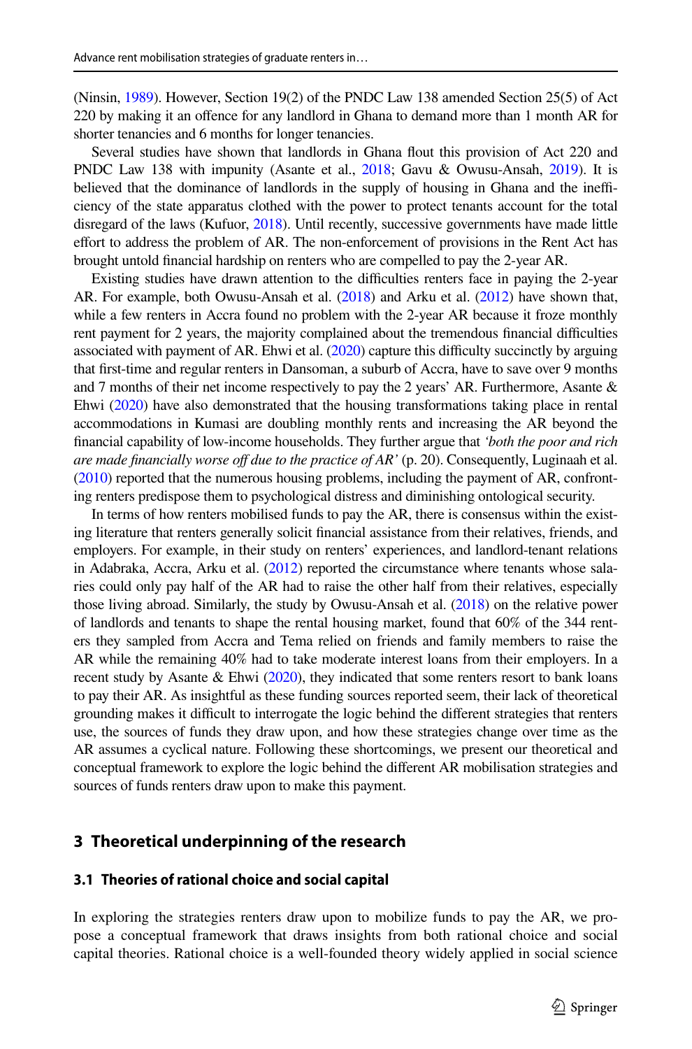(Ninsin, 1989). However, Section 19(2) of the PNDC Law 138 amended Section 25(5) of Act 220 by making it an offence for any landlord in Ghana to demand more than 1 month AR for shorter tenancies and 6 months for longer tenancies.

Several studies have shown that landlords in Ghana flout this provision of Act 220 and PNDC Law 138 with impunity (Asante et al., 2018; Gavu & Owusu-Ansah, 2019). It is believed that the dominance of landlords in the supply of housing in Ghana and the inefficiency of the state apparatus clothed with the power to protect tenants account for the total disregard of the laws (Kufuor, 2018). Until recently, successive governments have made little effort to address the problem of AR. The non-enforcement of provisions in the Rent Act has brought untold financial hardship on renters who are compelled to pay the 2-year AR.

Existing studies have drawn attention to the difficulties renters face in paying the 2-year AR. For example, both Owusu-Ansah et al. (2018) and Arku et al. (2012) have shown that, while a few renters in Accra found no problem with the 2-year AR because it froze monthly rent payment for 2 years, the majority complained about the tremendous financial difficulties associated with payment of AR. Ehwi et al. (2020) capture this difficulty succinctly by arguing that first-time and regular renters in Dansoman, a suburb of Accra, have to save over 9 months and 7 months of their net income respectively to pay the 2 years' AR. Furthermore, Asante & Ehwi (2020) have also demonstrated that the housing transformations taking place in rental accommodations in Kumasi are doubling monthly rents and increasing the AR beyond the financial capability of low-income households. They further argue that *'both the poor and rich are made financially worse off due to the practice of AR'* (p. 20). Consequently, Luginaah et al. (2010) reported that the numerous housing problems, including the payment of AR, confronting renters predispose them to psychological distress and diminishing ontological security.

In terms of how renters mobilised funds to pay the AR, there is consensus within the existing literature that renters generally solicit financial assistance from their relatives, friends, and employers. For example, in their study on renters' experiences, and landlord-tenant relations in Adabraka, Accra, Arku et al. (2012) reported the circumstance where tenants whose salaries could only pay half of the AR had to raise the other half from their relatives, especially those living abroad. Similarly, the study by Owusu-Ansah et al. (2018) on the relative power of landlords and tenants to shape the rental housing market, found that 60% of the 344 renters they sampled from Accra and Tema relied on friends and family members to raise the AR while the remaining 40% had to take moderate interest loans from their employers. In a recent study by Asante & Ehwi (2020), they indicated that some renters resort to bank loans to pay their AR. As insightful as these funding sources reported seem, their lack of theoretical grounding makes it difficult to interrogate the logic behind the different strategies that renters use, the sources of funds they draw upon, and how these strategies change over time as the AR assumes a cyclical nature. Following these shortcomings, we present our theoretical and conceptual framework to explore the logic behind the different AR mobilisation strategies and sources of funds renters draw upon to make this payment.

## 3 Theoretical underpinning of the research

### 3.1 Theories of rational choice and social capital

In exploring the strategies renters draw upon to mobilize funds to pay the AR, we propose a conceptual framework that draws insights from both rational choice and social capital theories. Rational choice is a well-founded theory widely applied in social science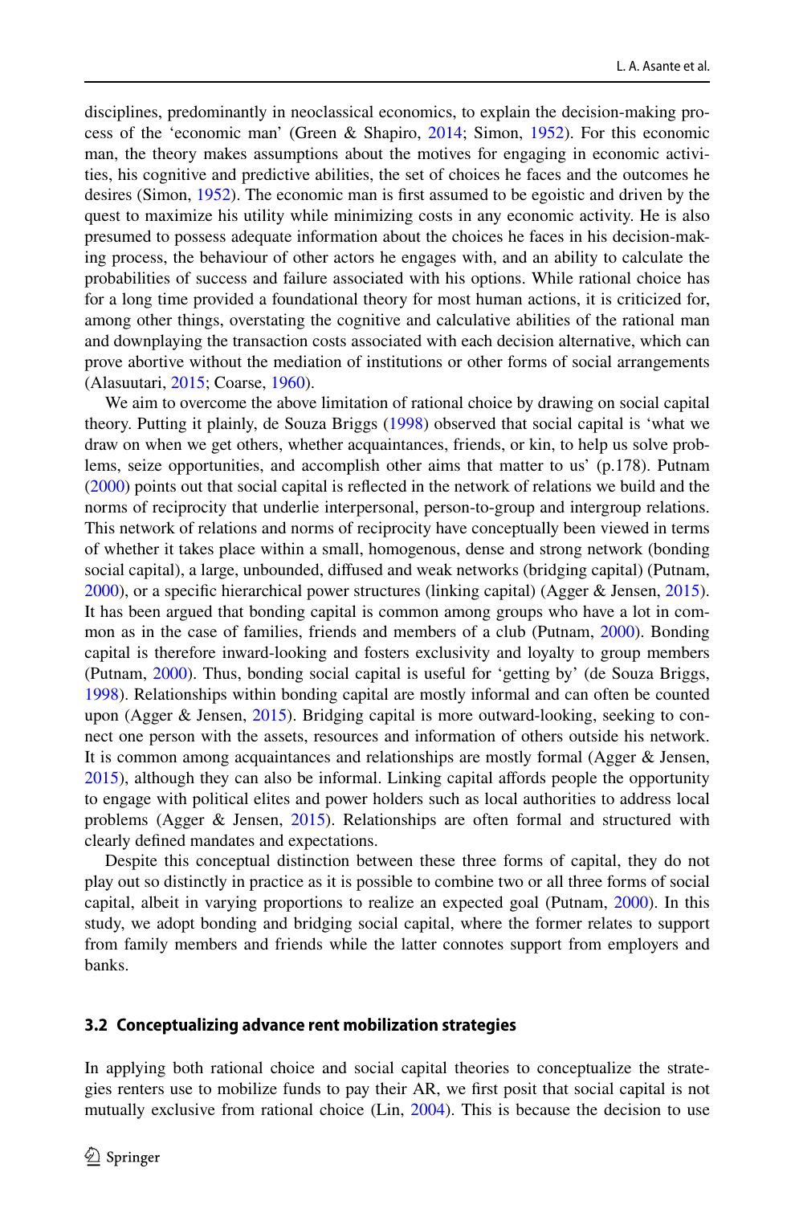disciplines, predominantly in neoclassical economics, to explain the decision-making process of the 'economic man' (Green & Shapiro, 2014; Simon, 1952). For this economic man, the theory makes assumptions about the motives for engaging in economic activities, his cognitive and predictive abilities, the set of choices he faces and the outcomes he desires (Simon, 1952). The economic man is first assumed to be egoistic and driven by the quest to maximize his utility while minimizing costs in any economic activity. He is also presumed to possess adequate information about the choices he faces in his decision-making process, the behaviour of other actors he engages with, and an ability to calculate the probabilities of success and failure associated with his options. While rational choice has for a long time provided a foundational theory for most human actions, it is criticized for, among other things, overstating the cognitive and calculative abilities of the rational man and downplaying the transaction costs associated with each decision alternative, which can prove abortive without the mediation of institutions or other forms of social arrangements (Alasuutari, 2015; Coarse, 1960).

We aim to overcome the above limitation of rational choice by drawing on social capital theory. Putting it plainly, de Souza Briggs (1998) observed that social capital is 'what we draw on when we get others, whether acquaintances, friends, or kin, to help us solve problems, seize opportunities, and accomplish other aims that matter to us' (p.178). Putnam (2000) points out that social capital is reflected in the network of relations we build and the norms of reciprocity that underlie interpersonal, person-to-group and intergroup relations. This network of relations and norms of reciprocity have conceptually been viewed in terms of whether it takes place within a small, homogenous, dense and strong network (bonding social capital), a large, unbounded, diffused and weak networks (bridging capital) (Putnam, 2000), or a specific hierarchical power structures (linking capital) (Agger & Jensen, 2015). It has been argued that bonding capital is common among groups who have a lot in common as in the case of families, friends and members of a club (Putnam, 2000). Bonding capital is therefore inward-looking and fosters exclusivity and loyalty to group members (Putnam, 2000). Thus, bonding social capital is useful for 'getting by' (de Souza Briggs, 1998). Relationships within bonding capital are mostly informal and can often be counted upon (Agger & Jensen, 2015). Bridging capital is more outward-looking, seeking to connect one person with the assets, resources and information of others outside his network. It is common among acquaintances and relationships are mostly formal (Agger & Jensen, 2015), although they can also be informal. Linking capital affords people the opportunity to engage with political elites and power holders such as local authorities to address local problems (Agger & Jensen, 2015). Relationships are often formal and structured with clearly defined mandates and expectations.

Despite this conceptual distinction between these three forms of capital, they do not play out so distinctly in practice as it is possible to combine two or all three forms of social capital, albeit in varying proportions to realize an expected goal (Putnam, 2000). In this study, we adopt bonding and bridging social capital, where the former relates to support from family members and friends while the latter connotes support from employers and banks.

### 3.2 Conceptualizing advance rent mobilization strategies

In applying both rational choice and social capital theories to conceptualize the strategies renters use to mobilize funds to pay their AR, we first posit that social capital is not mutually exclusive from rational choice (Lin, 2004). This is because the decision to use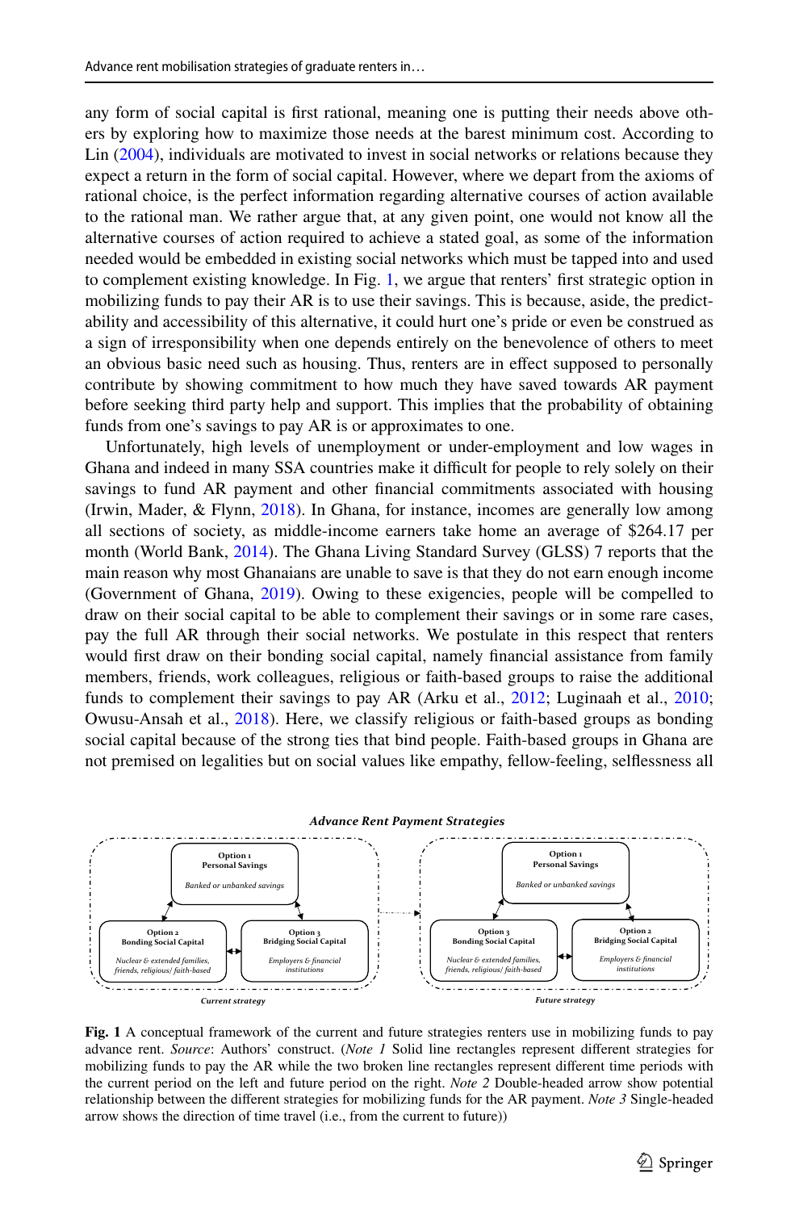any form of social capital is first rational, meaning one is putting their needs above others by exploring how to maximize those needs at the barest minimum cost. According to Lin (2004), individuals are motivated to invest in social networks or relations because they expect a return in the form of social capital. However, where we depart from the axioms of rational choice, is the perfect information regarding alternative courses of action available to the rational man. We rather argue that, at any given point, one would not know all the alternative courses of action required to achieve a stated goal, as some of the information needed would be embedded in existing social networks which must be tapped into and used to complement existing knowledge. In Fig. 1, we argue that renters' first strategic option in mobilizing funds to pay their AR is to use their savings. This is because, aside, the predictability and accessibility of this alternative, it could hurt one's pride or even be construed as a sign of irresponsibility when one depends entirely on the benevolence of others to meet an obvious basic need such as housing. Thus, renters are in effect supposed to personally contribute by showing commitment to how much they have saved towards AR payment before seeking third party help and support. This implies that the probability of obtaining funds from one's savings to pay AR is or approximates to one.

Unfortunately, high levels of unemployment or under-employment and low wages in Ghana and indeed in many SSA countries make it difficult for people to rely solely on their savings to fund AR payment and other financial commitments associated with housing (Irwin, Mader, & Flynn, 2018). In Ghana, for instance, incomes are generally low among all sections of society, as middle-income earners take home an average of $264.17 per month (World Bank, 2014). The Ghana Living Standard Survey (GLSS) 7 reports that the main reason why most Ghanaians are unable to save is that they do not earn enough income (Government of Ghana, 2019). Owing to these exigencies, people will be compelled to draw on their social capital to be able to complement their savings or in some rare cases, pay the full AR through their social networks. We postulate in this respect that renters would first draw on their bonding social capital, namely financial assistance from family members, friends, work colleagues, religious or faith-based groups to raise the additional funds to complement their savings to pay AR (Arku et al., 2012; Luginaah et al., 2010; Owusu-Ansah et al., 2018). Here, we classify religious or faith-based groups as bonding social capital because of the strong ties that bind people. Faith-based groups in Ghana are not premised on legalities but on social values like empathy, fellow-feeling, selflessness all

***Advance Rent Payment Strategies***

| Current strategy | Future strategy |
|---|---|
| **Option 1 Personal Savings** — *Banked or unbanked savings* | **Option 1 Personal Savings** — *Banked or unbanked savings* |
| **Option 2 Bonding Social Capital** — *Nuclear & extended families, friends, religious/ faith-based* | **Option 3 Bonding Social Capital** — *Nuclear & extended families, friends, religious/ faith-based* |
| **Option 3 Bridging Social Capital** — *Employers & financial institutions* | **Option 2 Bridging Social Capital** — *Employers & financial institutions* |

**Fig. 1** A conceptual framework of the current and future strategies renters use in mobilizing funds to pay advance rent. *Source*: Authors' construct. (*Note 1* Solid line rectangles represent different strategies for mobilizing funds to pay the AR while the two broken line rectangles represent different time periods with the current period on the left and future period on the right. *Note 2* Double-headed arrow show potential relationship between the different strategies for mobilizing funds for the AR payment. *Note 3* Single-headed arrow shows the direction of time travel (i.e., from the current to future))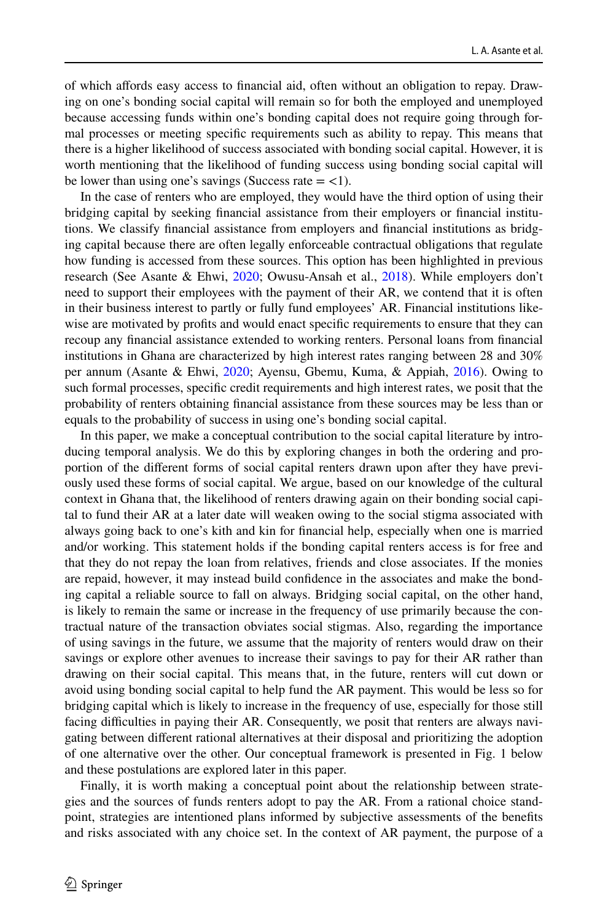of which affords easy access to financial aid, often without an obligation to repay. Drawing on one's bonding social capital will remain so for both the employed and unemployed because accessing funds within one's bonding capital does not require going through formal processes or meeting specific requirements such as ability to repay. This means that there is a higher likelihood of success associated with bonding social capital. However, it is worth mentioning that the likelihood of funding success using bonding social capital will be lower than using one's savings (Success rate = <1).

In the case of renters who are employed, they would have the third option of using their bridging capital by seeking financial assistance from their employers or financial institutions. We classify financial assistance from employers and financial institutions as bridging capital because there are often legally enforceable contractual obligations that regulate how funding is accessed from these sources. This option has been highlighted in previous research (See Asante & Ehwi, 2020; Owusu-Ansah et al., 2018). While employers don't need to support their employees with the payment of their AR, we contend that it is often in their business interest to partly or fully fund employees' AR. Financial institutions likewise are motivated by profits and would enact specific requirements to ensure that they can recoup any financial assistance extended to working renters. Personal loans from financial institutions in Ghana are characterized by high interest rates ranging between 28 and 30% per annum (Asante & Ehwi, 2020; Ayensu, Gbemu, Kuma, & Appiah, 2016). Owing to such formal processes, specific credit requirements and high interest rates, we posit that the probability of renters obtaining financial assistance from these sources may be less than or equals to the probability of success in using one's bonding social capital.

In this paper, we make a conceptual contribution to the social capital literature by introducing temporal analysis. We do this by exploring changes in both the ordering and proportion of the different forms of social capital renters drawn upon after they have previously used these forms of social capital. We argue, based on our knowledge of the cultural context in Ghana that, the likelihood of renters drawing again on their bonding social capital to fund their AR at a later date will weaken owing to the social stigma associated with always going back to one's kith and kin for financial help, especially when one is married and/or working. This statement holds if the bonding capital renters access is for free and that they do not repay the loan from relatives, friends and close associates. If the monies are repaid, however, it may instead build confidence in the associates and make the bonding capital a reliable source to fall on always. Bridging social capital, on the other hand, is likely to remain the same or increase in the frequency of use primarily because the contractual nature of the transaction obviates social stigmas. Also, regarding the importance of using savings in the future, we assume that the majority of renters would draw on their savings or explore other avenues to increase their savings to pay for their AR rather than drawing on their social capital. This means that, in the future, renters will cut down or avoid using bonding social capital to help fund the AR payment. This would be less so for bridging capital which is likely to increase in the frequency of use, especially for those still facing difficulties in paying their AR. Consequently, we posit that renters are always navigating between different rational alternatives at their disposal and prioritizing the adoption of one alternative over the other. Our conceptual framework is presented in Fig. 1 below and these postulations are explored later in this paper.

Finally, it is worth making a conceptual point about the relationship between strategies and the sources of funds renters adopt to pay the AR. From a rational choice standpoint, strategies are intentioned plans informed by subjective assessments of the benefits and risks associated with any choice set. In the context of AR payment, the purpose of a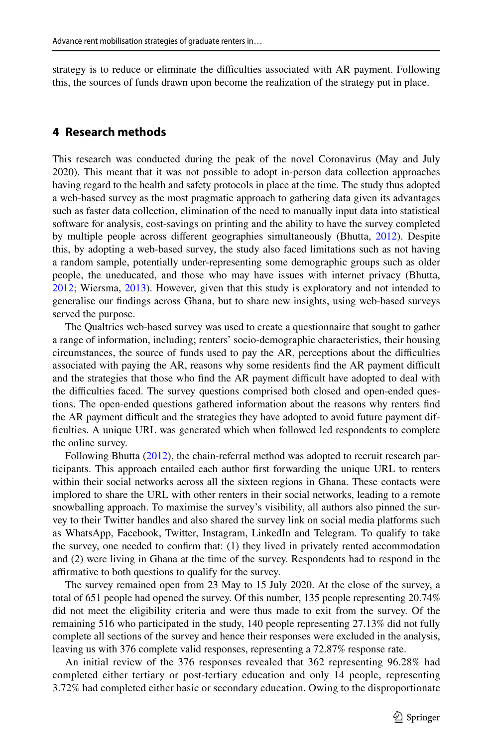strategy is to reduce or eliminate the difficulties associated with AR payment. Following this, the sources of funds drawn upon become the realization of the strategy put in place.

## 4 Research methods

This research was conducted during the peak of the novel Coronavirus (May and July 2020). This meant that it was not possible to adopt in-person data collection approaches having regard to the health and safety protocols in place at the time. The study thus adopted a web-based survey as the most pragmatic approach to gathering data given its advantages such as faster data collection, elimination of the need to manually input data into statistical software for analysis, cost-savings on printing and the ability to have the survey completed by multiple people across different geographies simultaneously (Bhutta, 2012). Despite this, by adopting a web-based survey, the study also faced limitations such as not having a random sample, potentially under-representing some demographic groups such as older people, the uneducated, and those who may have issues with internet privacy (Bhutta, 2012; Wiersma, 2013). However, given that this study is exploratory and not intended to generalise our findings across Ghana, but to share new insights, using web-based surveys served the purpose.

The Qualtrics web-based survey was used to create a questionnaire that sought to gather a range of information, including; renters' socio-demographic characteristics, their housing circumstances, the source of funds used to pay the AR, perceptions about the difficulties associated with paying the AR, reasons why some residents find the AR payment difficult and the strategies that those who find the AR payment difficult have adopted to deal with the difficulties faced. The survey questions comprised both closed and open-ended questions. The open-ended questions gathered information about the reasons why renters find the AR payment difficult and the strategies they have adopted to avoid future payment difficulties. A unique URL was generated which when followed led respondents to complete the online survey.

Following Bhutta (2012), the chain-referral method was adopted to recruit research participants. This approach entailed each author first forwarding the unique URL to renters within their social networks across all the sixteen regions in Ghana. These contacts were implored to share the URL with other renters in their social networks, leading to a remote snowballing approach. To maximise the survey's visibility, all authors also pinned the survey to their Twitter handles and also shared the survey link on social media platforms such as WhatsApp, Facebook, Twitter, Instagram, LinkedIn and Telegram. To qualify to take the survey, one needed to confirm that: (1) they lived in privately rented accommodation and (2) were living in Ghana at the time of the survey. Respondents had to respond in the affirmative to both questions to qualify for the survey.

The survey remained open from 23 May to 15 July 2020. At the close of the survey, a total of 651 people had opened the survey. Of this number, 135 people representing 20.74% did not meet the eligibility criteria and were thus made to exit from the survey. Of the remaining 516 who participated in the study, 140 people representing 27.13% did not fully complete all sections of the survey and hence their responses were excluded in the analysis, leaving us with 376 complete valid responses, representing a 72.87% response rate.

An initial review of the 376 responses revealed that 362 representing 96.28% had completed either tertiary or post-tertiary education and only 14 people, representing 3.72% had completed either basic or secondary education. Owing to the disproportionate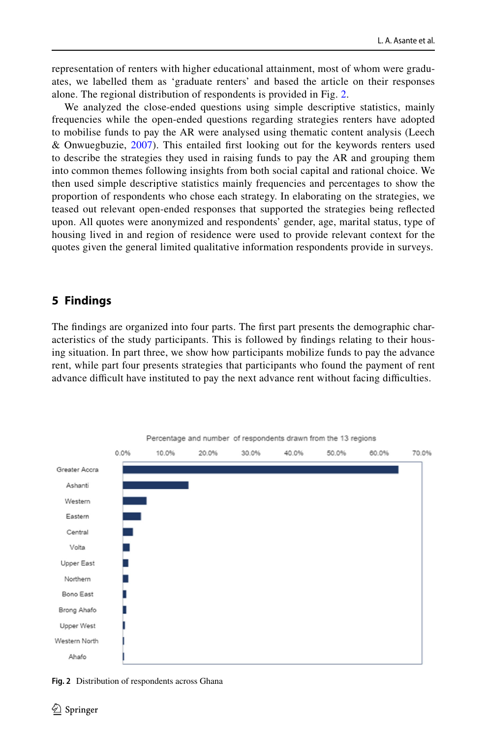representation of renters with higher educational attainment, most of whom were graduates, we labelled them as 'graduate renters' and based the article on their responses alone. The regional distribution of respondents is provided in Fig. 2.

We analyzed the close-ended questions using simple descriptive statistics, mainly frequencies while the open-ended questions regarding strategies renters have adopted to mobilise funds to pay the AR were analysed using thematic content analysis (Leech & Onwuegbuzie, 2007). This entailed first looking out for the keywords renters used to describe the strategies they used in raising funds to pay the AR and grouping them into common themes following insights from both social capital and rational choice. We then used simple descriptive statistics mainly frequencies and percentages to show the proportion of respondents who chose each strategy. In elaborating on the strategies, we teased out relevant open-ended responses that supported the strategies being reflected upon. All quotes were anonymized and respondents' gender, age, marital status, type of housing lived in and region of residence were used to provide relevant context for the quotes given the general limited qualitative information respondents provide in surveys.

## 5 Findings

The findings are organized into four parts. The first part presents the demographic characteristics of the study participants. This is followed by findings relating to their housing situation. In part three, we show how participants mobilize funds to pay the advance rent, while part four presents strategies that participants who found the payment of rent advance difficult have instituted to pay the next advance rent without facing difficulties.

Percentage and number of respondents drawn from the 13 regions

Greater Accra, Ashanti, Western, Eastern, Central, Volta, Upper East, Northern, Bono East, Brong Ahafo, Upper West, Western North, Ahafo

**Fig. 2** Distribution of respondents across Ghana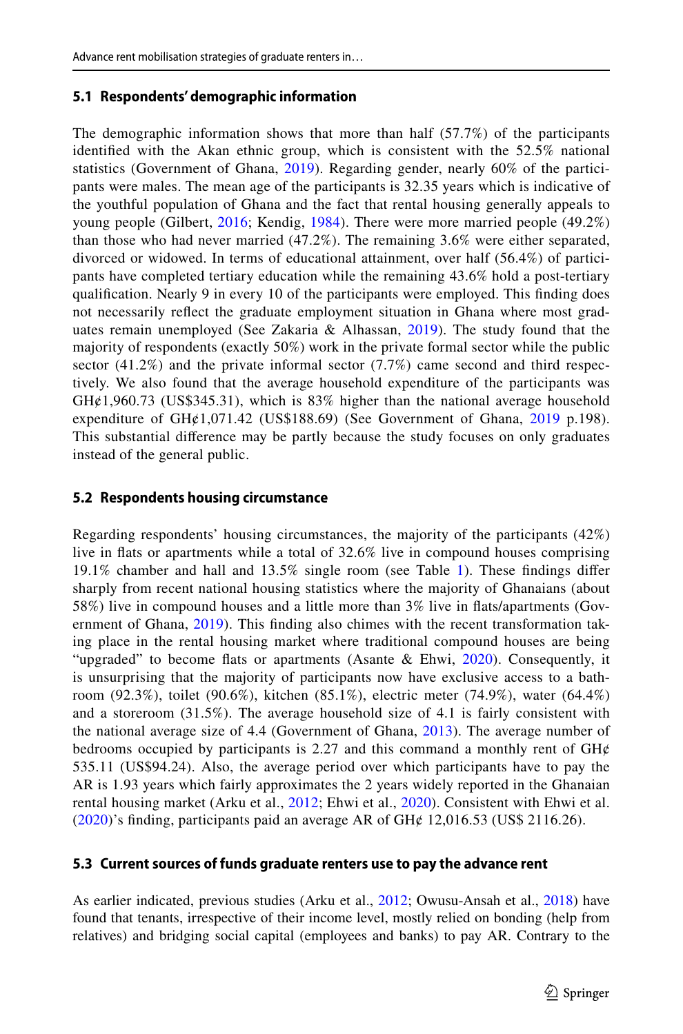### 5.1 Respondents' demographic information

The demographic information shows that more than half (57.7%) of the participants identified with the Akan ethnic group, which is consistent with the 52.5% national statistics (Government of Ghana, 2019). Regarding gender, nearly 60% of the participants were males. The mean age of the participants is 32.35 years which is indicative of the youthful population of Ghana and the fact that rental housing generally appeals to young people (Gilbert, 2016; Kendig, 1984). There were more married people (49.2%) than those who had never married (47.2%). The remaining 3.6% were either separated, divorced or widowed. In terms of educational attainment, over half (56.4%) of participants have completed tertiary education while the remaining 43.6% hold a post-tertiary qualification. Nearly 9 in every 10 of the participants were employed. This finding does not necessarily reflect the graduate employment situation in Ghana where most graduates remain unemployed (See Zakaria & Alhassan, 2019). The study found that the majority of respondents (exactly 50%) work in the private formal sector while the public sector (41.2%) and the private informal sector (7.7%) came second and third respectively. We also found that the average household expenditure of the participants was GH¢1,960.73 (US$345.31), which is 83% higher than the national average household expenditure of GH¢1,071.42 (US$188.69) (See Government of Ghana, 2019 p.198). This substantial difference may be partly because the study focuses on only graduates instead of the general public.

### 5.2 Respondents housing circumstance

Regarding respondents' housing circumstances, the majority of the participants (42%) live in flats or apartments while a total of 32.6% live in compound houses comprising 19.1% chamber and hall and 13.5% single room (see Table 1). These findings differ sharply from recent national housing statistics where the majority of Ghanaians (about 58%) live in compound houses and a little more than 3% live in flats/apartments (Government of Ghana, 2019). This finding also chimes with the recent transformation taking place in the rental housing market where traditional compound houses are being "upgraded" to become flats or apartments (Asante & Ehwi, 2020). Consequently, it is unsurprising that the majority of participants now have exclusive access to a bathroom (92.3%), toilet (90.6%), kitchen (85.1%), electric meter (74.9%), water (64.4%) and a storeroom (31.5%). The average household size of 4.1 is fairly consistent with the national average size of 4.4 (Government of Ghana, 2013). The average number of bedrooms occupied by participants is 2.27 and this command a monthly rent of GH¢ 535.11 (US$94.24). Also, the average period over which participants have to pay the AR is 1.93 years which fairly approximates the 2 years widely reported in the Ghanaian rental housing market (Arku et al., 2012; Ehwi et al., 2020). Consistent with Ehwi et al. (2020)'s finding, participants paid an average AR of GH¢ 12,016.53 (US$ 2116.26).

### 5.3 Current sources of funds graduate renters use to pay the advance rent

As earlier indicated, previous studies (Arku et al., 2012; Owusu-Ansah et al., 2018) have found that tenants, irrespective of their income level, mostly relied on bonding (help from relatives) and bridging social capital (employees and banks) to pay AR. Contrary to the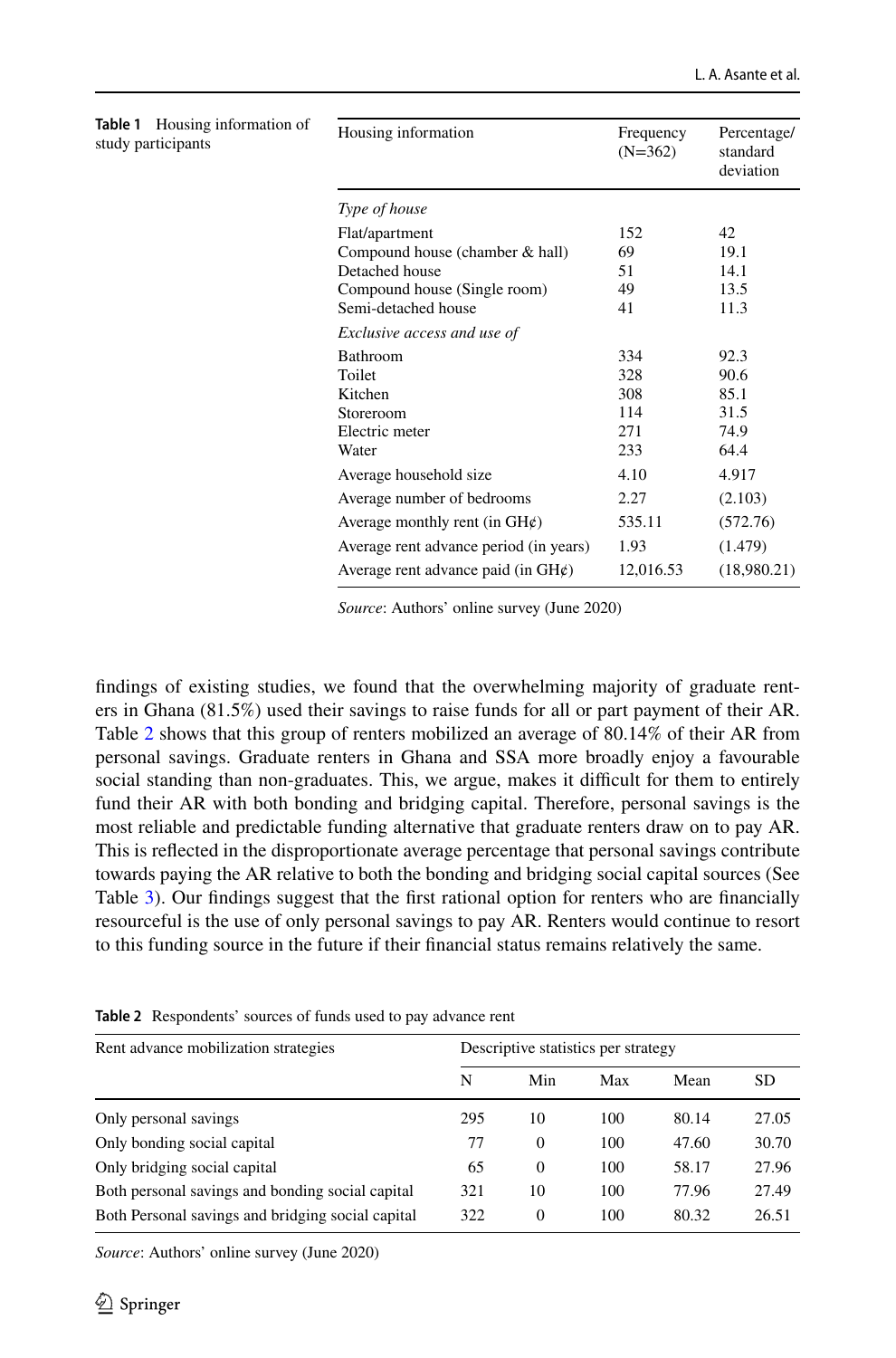**Table 1** Housing information of study participants

| Housing information | Frequency (N=362) | Percentage/ standard deviation |
|---|---|---|
| *Type of house* | | |
| Flat/apartment | 152 | 42 |
| Compound house (chamber & hall) | 69 | 19.1 |
| Detached house | 51 | 14.1 |
| Compound house (Single room) | 49 | 13.5 |
| Semi-detached house | 41 | 11.3 |
| *Exclusive access and use of* | | |
| Bathroom | 334 | 92.3 |
| Toilet | 328 | 90.6 |
| Kitchen | 308 | 85.1 |
| Storeroom | 114 | 31.5 |
| Electric meter | 271 | 74.9 |
| Water | 233 | 64.4 |
| Average household size | 4.10 | 4.917 |
| Average number of bedrooms | 2.27 | (2.103) |
| Average monthly rent (in GH¢) | 535.11 | (572.76) |
| Average rent advance period (in years) | 1.93 | (1.479) |
| Average rent advance paid (in GH¢) | 12,016.53 | (18,980.21) |

*Source*: Authors' online survey (June 2020)

findings of existing studies, we found that the overwhelming majority of graduate renters in Ghana (81.5%) used their savings to raise funds for all or part payment of their AR. Table 2 shows that this group of renters mobilized an average of 80.14% of their AR from personal savings. Graduate renters in Ghana and SSA more broadly enjoy a favourable social standing than non-graduates. This, we argue, makes it difficult for them to entirely fund their AR with both bonding and bridging capital. Therefore, personal savings is the most reliable and predictable funding alternative that graduate renters draw on to pay AR. This is reflected in the disproportionate average percentage that personal savings contribute towards paying the AR relative to both the bonding and bridging social capital sources (See Table 3). Our findings suggest that the first rational option for renters who are financially resourceful is the use of only personal savings to pay AR. Renters would continue to resort to this funding source in the future if their financial status remains relatively the same.

**Table 2** Respondents' sources of funds used to pay advance rent

| Rent advance mobilization strategies | Descriptive statistics per strategy | | | | |
|---|---|---|---|---|---|
| | N | Min | Max | Mean | SD |
| Only personal savings | 295 | 10 | 100 | 80.14 | 27.05 |
| Only bonding social capital | 77 | 0 | 100 | 47.60 | 30.70 |
| Only bridging social capital | 65 | 0 | 100 | 58.17 | 27.96 |
| Both personal savings and bonding social capital | 321 | 10 | 100 | 77.96 | 27.49 |
| Both Personal savings and bridging social capital | 322 | 0 | 100 | 80.32 | 26.51 |

*Source*: Authors' online survey (June 2020)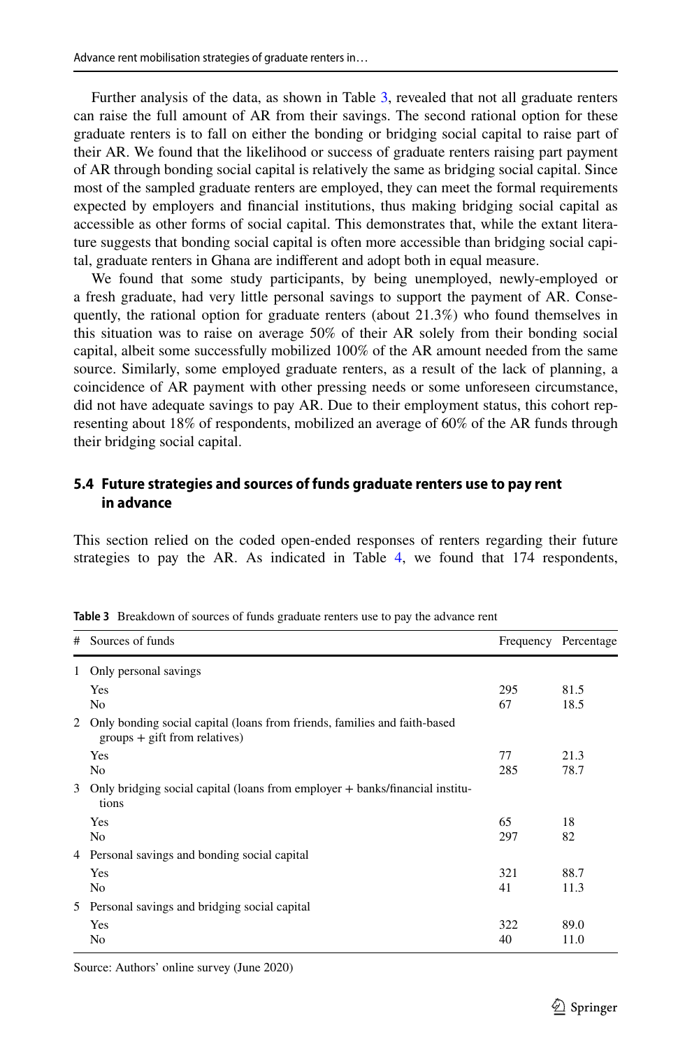Further analysis of the data, as shown in Table 3, revealed that not all graduate renters can raise the full amount of AR from their savings. The second rational option for these graduate renters is to fall on either the bonding or bridging social capital to raise part of their AR. We found that the likelihood or success of graduate renters raising part payment of AR through bonding social capital is relatively the same as bridging social capital. Since most of the sampled graduate renters are employed, they can meet the formal requirements expected by employers and financial institutions, thus making bridging social capital as accessible as other forms of social capital. This demonstrates that, while the extant literature suggests that bonding social capital is often more accessible than bridging social capital, graduate renters in Ghana are indifferent and adopt both in equal measure.

We found that some study participants, by being unemployed, newly-employed or a fresh graduate, had very little personal savings to support the payment of AR. Consequently, the rational option for graduate renters (about 21.3%) who found themselves in this situation was to raise on average 50% of their AR solely from their bonding social capital, albeit some successfully mobilized 100% of the AR amount needed from the same source. Similarly, some employed graduate renters, as a result of the lack of planning, a coincidence of AR payment with other pressing needs or some unforeseen circumstance, did not have adequate savings to pay AR. Due to their employment status, this cohort representing about 18% of respondents, mobilized an average of 60% of the AR funds through their bridging social capital.

### 5.4 Future strategies and sources of funds graduate renters use to pay rent in advance

This section relied on the coded open-ended responses of renters regarding their future strategies to pay the AR. As indicated in Table 4, we found that 174 respondents,

**Table 3** Breakdown of sources of funds graduate renters use to pay the advance rent

| # | Sources of funds | Frequency | Percentage |
|---|---|---|---|
| 1 | Only personal savings | | |
| | Yes | 295 | 81.5 |
| | No | 67 | 18.5 |
| 2 | Only bonding social capital (loans from friends, families and faith-based groups + gift from relatives) | | |
| | Yes | 77 | 21.3 |
| | No | 285 | 78.7 |
| 3 | Only bridging social capital (loans from employer + banks/financial institutions | | |
| | Yes | 65 | 18 |
| | No | 297 | 82 |
| 4 | Personal savings and bonding social capital | | |
| | Yes | 321 | 88.7 |
| | No | 41 | 11.3 |
| 5 | Personal savings and bridging social capital | | |
| | Yes | 322 | 89.0 |
| | No | 40 | 11.0 |

Source: Authors' online survey (June 2020)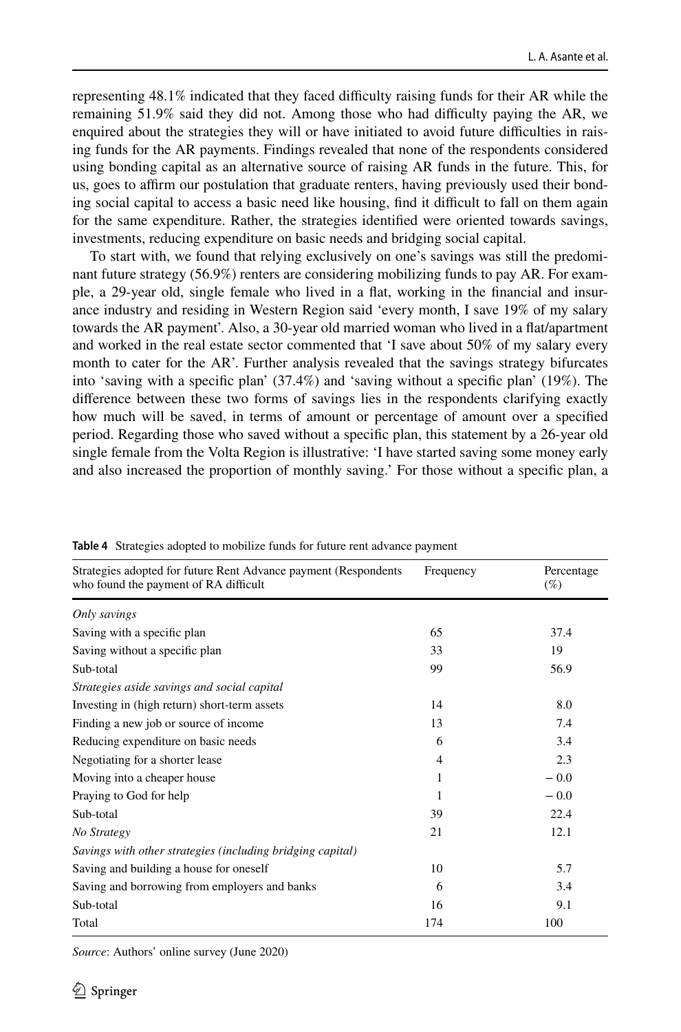representing 48.1% indicated that they faced difficulty raising funds for their AR while the remaining 51.9% said they did not. Among those who had difficulty paying the AR, we enquired about the strategies they will or have initiated to avoid future difficulties in raising funds for the AR payments. Findings revealed that none of the respondents considered using bonding capital as an alternative source of raising AR funds in the future. This, for us, goes to affirm our postulation that graduate renters, having previously used their bonding social capital to access a basic need like housing, find it difficult to fall on them again for the same expenditure. Rather, the strategies identified were oriented towards savings, investments, reducing expenditure on basic needs and bridging social capital.

To start with, we found that relying exclusively on one's savings was still the predominant future strategy (56.9%) renters are considering mobilizing funds to pay AR. For example, a 29-year old, single female who lived in a flat, working in the financial and insurance industry and residing in Western Region said 'every month, I save 19% of my salary towards the AR payment'. Also, a 30-year old married woman who lived in a flat/apartment and worked in the real estate sector commented that 'I save about 50% of my salary every month to cater for the AR'. Further analysis revealed that the savings strategy bifurcates into 'saving with a specific plan' (37.4%) and 'saving without a specific plan' (19%). The difference between these two forms of savings lies in the respondents clarifying exactly how much will be saved, in terms of amount or percentage of amount over a specified period. Regarding those who saved without a specific plan, this statement by a 26-year old single female from the Volta Region is illustrative: 'I have started saving some money early and also increased the proportion of monthly saving.' For those without a specific plan, a

**Table 4** Strategies adopted to mobilize funds for future rent advance payment

| Strategies adopted for future Rent Advance payment (Respondents who found the payment of RA difficult | Frequency | Percentage (%) |
|---|---|---|
| *Only savings* | | |
| Saving with a specific plan | 65 | 37.4 |
| Saving without a specific plan | 33 | 19 |
| Sub-total | 99 | 56.9 |
| *Strategies aside savings and social capital* | | |
| Investing in (high return) short-term assets | 14 | 8.0 |
| Finding a new job or source of income | 13 | 7.4 |
| Reducing expenditure on basic needs | 6 | 3.4 |
| Negotiating for a shorter lease | 4 | 2.3 |
| Moving into a cheaper house | 1 | − 0.0 |
| Praying to God for help | 1 | − 0.0 |
| Sub-total | 39 | 22.4 |
| *No Strategy* | 21 | 12.1 |
| *Savings with other strategies (including bridging capital)* | | |
| Saving and building a house for oneself | 10 | 5.7 |
| Saving and borrowing from employers and banks | 6 | 3.4 |
| Sub-total | 16 | 9.1 |
| Total | 174 | 100 |

*Source*: Authors' online survey (June 2020)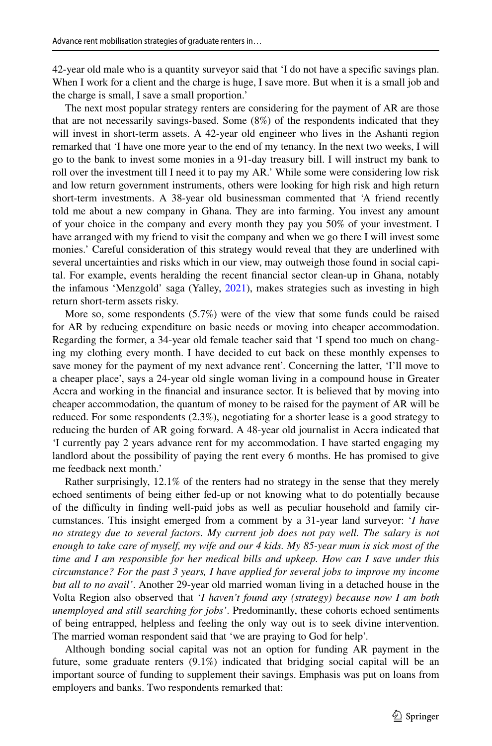42-year old male who is a quantity surveyor said that 'I do not have a specific savings plan. When I work for a client and the charge is huge, I save more. But when it is a small job and the charge is small, I save a small proportion.'

The next most popular strategy renters are considering for the payment of AR are those that are not necessarily savings-based. Some (8%) of the respondents indicated that they will invest in short-term assets. A 42-year old engineer who lives in the Ashanti region remarked that 'I have one more year to the end of my tenancy. In the next two weeks, I will go to the bank to invest some monies in a 91-day treasury bill. I will instruct my bank to roll over the investment till I need it to pay my AR.' While some were considering low risk and low return government instruments, others were looking for high risk and high return short-term investments. A 38-year old businessman commented that 'A friend recently told me about a new company in Ghana. They are into farming. You invest any amount of your choice in the company and every month they pay you 50% of your investment. I have arranged with my friend to visit the company and when we go there I will invest some monies.' Careful consideration of this strategy would reveal that they are underlined with several uncertainties and risks which in our view, may outweigh those found in social capital. For example, events heralding the recent financial sector clean-up in Ghana, notably the infamous 'Menzgold' saga (Yalley, 2021), makes strategies such as investing in high return short-term assets risky.

More so, some respondents (5.7%) were of the view that some funds could be raised for AR by reducing expenditure on basic needs or moving into cheaper accommodation. Regarding the former, a 34-year old female teacher said that 'I spend too much on changing my clothing every month. I have decided to cut back on these monthly expenses to save money for the payment of my next advance rent'. Concerning the latter, 'I'll move to a cheaper place', says a 24-year old single woman living in a compound house in Greater Accra and working in the financial and insurance sector. It is believed that by moving into cheaper accommodation, the quantum of money to be raised for the payment of AR will be reduced. For some respondents (2.3%), negotiating for a shorter lease is a good strategy to reducing the burden of AR going forward. A 48-year old journalist in Accra indicated that 'I currently pay 2 years advance rent for my accommodation. I have started engaging my landlord about the possibility of paying the rent every 6 months. He has promised to give me feedback next month.'

Rather surprisingly, 12.1% of the renters had no strategy in the sense that they merely echoed sentiments of being either fed-up or not knowing what to do potentially because of the difficulty in finding well-paid jobs as well as peculiar household and family circumstances. This insight emerged from a comment by a 31-year land surveyor: '*I have no strategy due to several factors. My current job does not pay well. The salary is not enough to take care of myself, my wife and our 4 kids. My 85-year mum is sick most of the time and I am responsible for her medical bills and upkeep. How can I save under this circumstance? For the past 3 years, I have applied for several jobs to improve my income but all to no avail*'. Another 29-year old married woman living in a detached house in the Volta Region also observed that '*I haven't found any (strategy) because now I am both unemployed and still searching for jobs*'. Predominantly, these cohorts echoed sentiments of being entrapped, helpless and feeling the only way out is to seek divine intervention. The married woman respondent said that 'we are praying to God for help'.

Although bonding social capital was not an option for funding AR payment in the future, some graduate renters (9.1%) indicated that bridging social capital will be an important source of funding to supplement their savings. Emphasis was put on loans from employers and banks. Two respondents remarked that: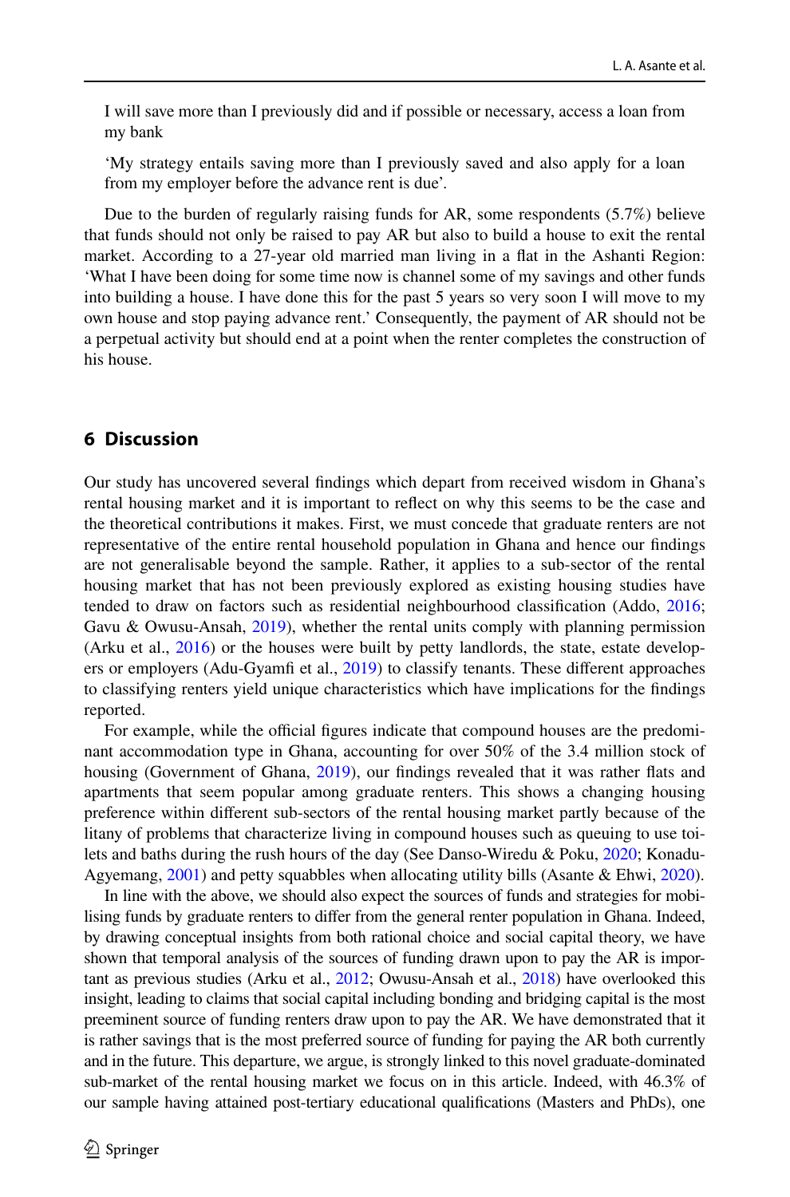I will save more than I previously did and if possible or necessary, access a loan from my bank

'My strategy entails saving more than I previously saved and also apply for a loan from my employer before the advance rent is due'.

Due to the burden of regularly raising funds for AR, some respondents (5.7%) believe that funds should not only be raised to pay AR but also to build a house to exit the rental market. According to a 27-year old married man living in a flat in the Ashanti Region: 'What I have been doing for some time now is channel some of my savings and other funds into building a house. I have done this for the past 5 years so very soon I will move to my own house and stop paying advance rent.' Consequently, the payment of AR should not be a perpetual activity but should end at a point when the renter completes the construction of his house.

## 6 Discussion

Our study has uncovered several findings which depart from received wisdom in Ghana's rental housing market and it is important to reflect on why this seems to be the case and the theoretical contributions it makes. First, we must concede that graduate renters are not representative of the entire rental household population in Ghana and hence our findings are not generalisable beyond the sample. Rather, it applies to a sub-sector of the rental housing market that has not been previously explored as existing housing studies have tended to draw on factors such as residential neighbourhood classification (Addo, 2016; Gavu & Owusu-Ansah, 2019), whether the rental units comply with planning permission (Arku et al., 2016) or the houses were built by petty landlords, the state, estate developers or employers (Adu-Gyamfi et al., 2019) to classify tenants. These different approaches to classifying renters yield unique characteristics which have implications for the findings reported.

For example, while the official figures indicate that compound houses are the predominant accommodation type in Ghana, accounting for over 50% of the 3.4 million stock of housing (Government of Ghana, 2019), our findings revealed that it was rather flats and apartments that seem popular among graduate renters. This shows a changing housing preference within different sub-sectors of the rental housing market partly because of the litany of problems that characterize living in compound houses such as queuing to use toilets and baths during the rush hours of the day (See Danso-Wiredu & Poku, 2020; Konadu-Agyemang, 2001) and petty squabbles when allocating utility bills (Asante & Ehwi, 2020).

In line with the above, we should also expect the sources of funds and strategies for mobilising funds by graduate renters to differ from the general renter population in Ghana. Indeed, by drawing conceptual insights from both rational choice and social capital theory, we have shown that temporal analysis of the sources of funding drawn upon to pay the AR is important as previous studies (Arku et al., 2012; Owusu-Ansah et al., 2018) have overlooked this insight, leading to claims that social capital including bonding and bridging capital is the most preeminent source of funding renters draw upon to pay the AR. We have demonstrated that it is rather savings that is the most preferred source of funding for paying the AR both currently and in the future. This departure, we argue, is strongly linked to this novel graduate-dominated sub-market of the rental housing market we focus on in this article. Indeed, with 46.3% of our sample having attained post-tertiary educational qualifications (Masters and PhDs), one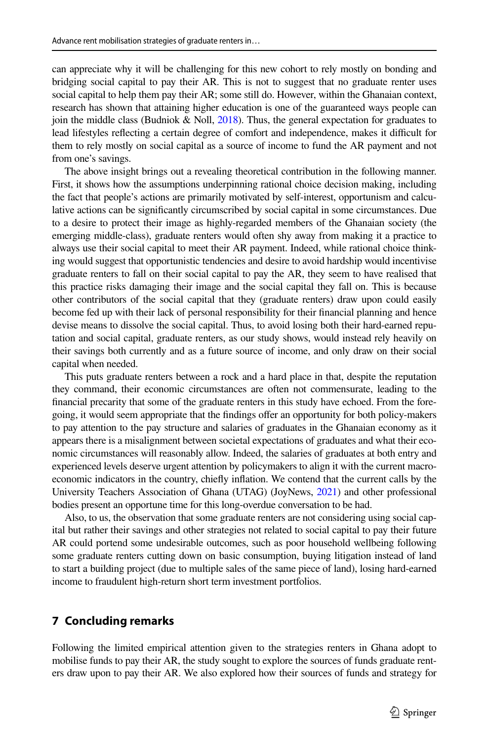can appreciate why it will be challenging for this new cohort to rely mostly on bonding and bridging social capital to pay their AR. This is not to suggest that no graduate renter uses social capital to help them pay their AR; some still do. However, within the Ghanaian context, research has shown that attaining higher education is one of the guaranteed ways people can join the middle class (Budniok & Noll, 2018). Thus, the general expectation for graduates to lead lifestyles reflecting a certain degree of comfort and independence, makes it difficult for them to rely mostly on social capital as a source of income to fund the AR payment and not from one's savings.

The above insight brings out a revealing theoretical contribution in the following manner. First, it shows how the assumptions underpinning rational choice decision making, including the fact that people's actions are primarily motivated by self-interest, opportunism and calculative actions can be significantly circumscribed by social capital in some circumstances. Due to a desire to protect their image as highly-regarded members of the Ghanaian society (the emerging middle-class), graduate renters would often shy away from making it a practice to always use their social capital to meet their AR payment. Indeed, while rational choice thinking would suggest that opportunistic tendencies and desire to avoid hardship would incentivise graduate renters to fall on their social capital to pay the AR, they seem to have realised that this practice risks damaging their image and the social capital they fall on. This is because other contributors of the social capital that they (graduate renters) draw upon could easily become fed up with their lack of personal responsibility for their financial planning and hence devise means to dissolve the social capital. Thus, to avoid losing both their hard-earned reputation and social capital, graduate renters, as our study shows, would instead rely heavily on their savings both currently and as a future source of income, and only draw on their social capital when needed.

This puts graduate renters between a rock and a hard place in that, despite the reputation they command, their economic circumstances are often not commensurate, leading to the financial precarity that some of the graduate renters in this study have echoed. From the foregoing, it would seem appropriate that the findings offer an opportunity for both policy-makers to pay attention to the pay structure and salaries of graduates in the Ghanaian economy as it appears there is a misalignment between societal expectations of graduates and what their economic circumstances will reasonably allow. Indeed, the salaries of graduates at both entry and experienced levels deserve urgent attention by policymakers to align it with the current macroeconomic indicators in the country, chiefly inflation. We contend that the current calls by the University Teachers Association of Ghana (UTAG) (JoyNews, 2021) and other professional bodies present an opportune time for this long-overdue conversation to be had.

Also, to us, the observation that some graduate renters are not considering using social capital but rather their savings and other strategies not related to social capital to pay their future AR could portend some undesirable outcomes, such as poor household wellbeing following some graduate renters cutting down on basic consumption, buying litigation instead of land to start a building project (due to multiple sales of the same piece of land), losing hard-earned income to fraudulent high-return short term investment portfolios.

## 7 Concluding remarks

Following the limited empirical attention given to the strategies renters in Ghana adopt to mobilise funds to pay their AR, the study sought to explore the sources of funds graduate renters draw upon to pay their AR. We also explored how their sources of funds and strategy for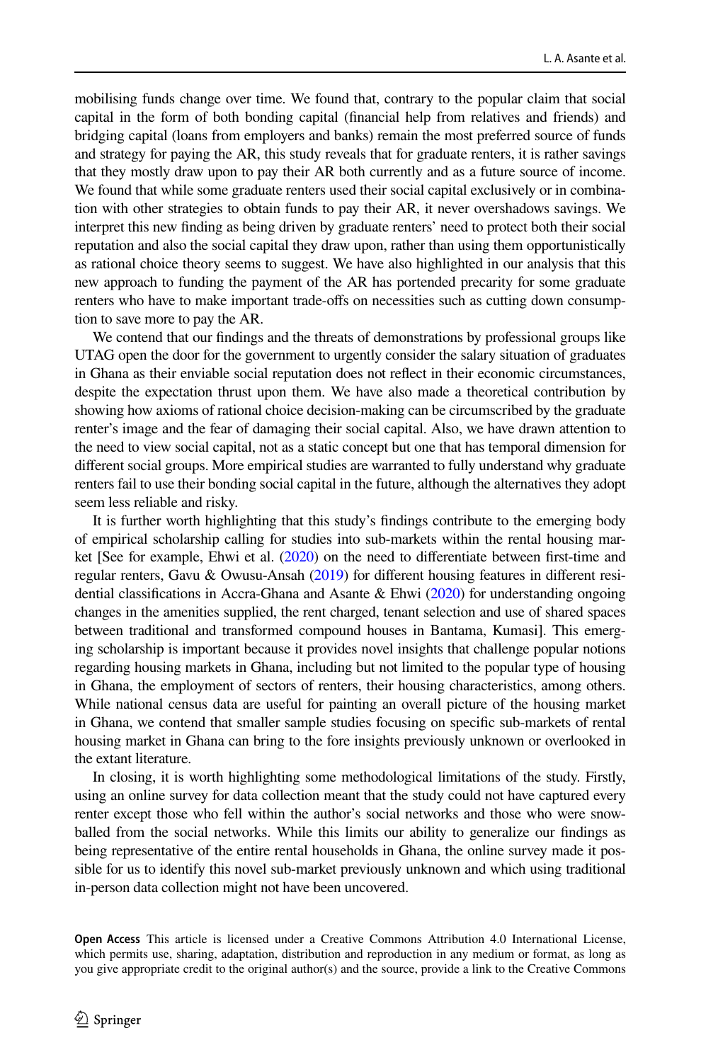mobilising funds change over time. We found that, contrary to the popular claim that social capital in the form of both bonding capital (financial help from relatives and friends) and bridging capital (loans from employers and banks) remain the most preferred source of funds and strategy for paying the AR, this study reveals that for graduate renters, it is rather savings that they mostly draw upon to pay their AR both currently and as a future source of income. We found that while some graduate renters used their social capital exclusively or in combination with other strategies to obtain funds to pay their AR, it never overshadows savings. We interpret this new finding as being driven by graduate renters' need to protect both their social reputation and also the social capital they draw upon, rather than using them opportunistically as rational choice theory seems to suggest. We have also highlighted in our analysis that this new approach to funding the payment of the AR has portended precarity for some graduate renters who have to make important trade-offs on necessities such as cutting down consumption to save more to pay the AR.

We contend that our findings and the threats of demonstrations by professional groups like UTAG open the door for the government to urgently consider the salary situation of graduates in Ghana as their enviable social reputation does not reflect in their economic circumstances, despite the expectation thrust upon them. We have also made a theoretical contribution by showing how axioms of rational choice decision-making can be circumscribed by the graduate renter's image and the fear of damaging their social capital. Also, we have drawn attention to the need to view social capital, not as a static concept but one that has temporal dimension for different social groups. More empirical studies are warranted to fully understand why graduate renters fail to use their bonding social capital in the future, although the alternatives they adopt seem less reliable and risky.

It is further worth highlighting that this study's findings contribute to the emerging body of empirical scholarship calling for studies into sub-markets within the rental housing market [See for example, Ehwi et al. (2020) on the need to differentiate between first-time and regular renters, Gavu & Owusu-Ansah (2019) for different housing features in different residential classifications in Accra-Ghana and Asante & Ehwi (2020) for understanding ongoing changes in the amenities supplied, the rent charged, tenant selection and use of shared spaces between traditional and transformed compound houses in Bantama, Kumasi]. This emerging scholarship is important because it provides novel insights that challenge popular notions regarding housing markets in Ghana, including but not limited to the popular type of housing in Ghana, the employment of sectors of renters, their housing characteristics, among others. While national census data are useful for painting an overall picture of the housing market in Ghana, we contend that smaller sample studies focusing on specific sub-markets of rental housing market in Ghana can bring to the fore insights previously unknown or overlooked in the extant literature.

In closing, it is worth highlighting some methodological limitations of the study. Firstly, using an online survey for data collection meant that the study could not have captured every renter except those who fell within the author's social networks and those who were snowballed from the social networks. While this limits our ability to generalize our findings as being representative of the entire rental households in Ghana, the online survey made it possible for us to identify this novel sub-market previously unknown and which using traditional in-person data collection might not have been uncovered.

**Open Access** This article is licensed under a Creative Commons Attribution 4.0 International License, which permits use, sharing, adaptation, distribution and reproduction in any medium or format, as long as you give appropriate credit to the original author(s) and the source, provide a link to the Creative Commons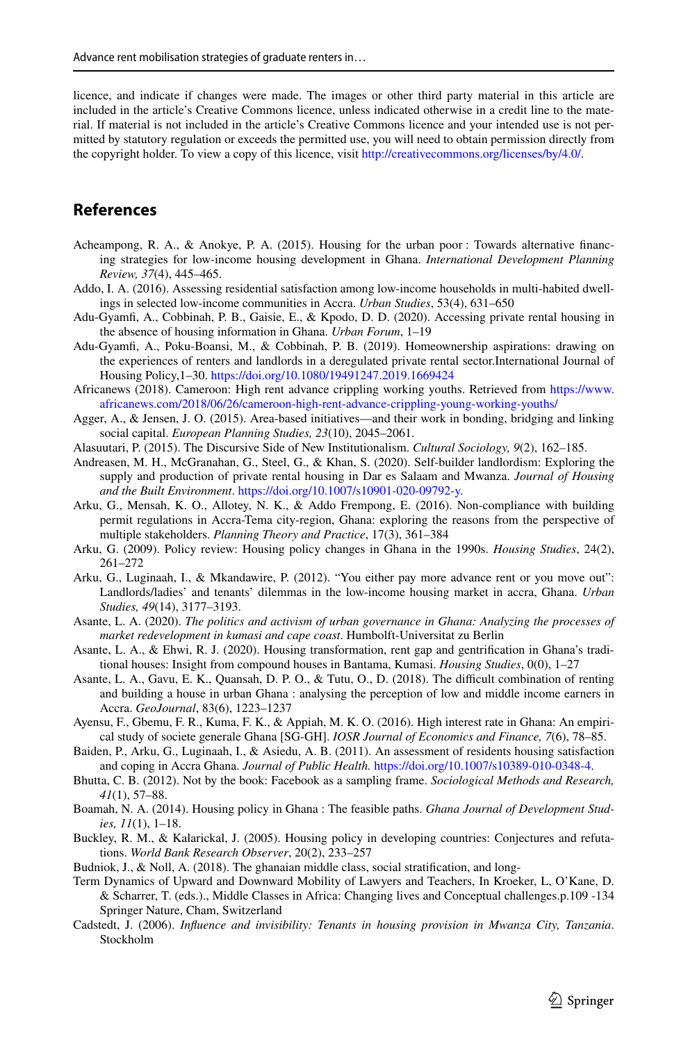licence, and indicate if changes were made. The images or other third party material in this article are included in the article's Creative Commons licence, unless indicated otherwise in a credit line to the material. If material is not included in the article's Creative Commons licence and your intended use is not permitted by statutory regulation or exceeds the permitted use, you will need to obtain permission directly from the copyright holder. To view a copy of this licence, visit http://creativecommons.org/licenses/by/4.0/.

## References

Acheampong, R. A., & Anokye, P. A. (2015). Housing for the urban poor : Towards alternative financing strategies for low-income housing development in Ghana. *International Development Planning Review, 37*(4), 445–465.

Addo, I. A. (2016). Assessing residential satisfaction among low-income households in multi-habited dwellings in selected low-income communities in Accra. *Urban Studies*, 53(4), 631–650

Adu-Gyamfi, A., Cobbinah, P. B., Gaisie, E., & Kpodo, D. D. (2020). Accessing private rental housing in the absence of housing information in Ghana. *Urban Forum*, 1–19

Adu-Gyamfi, A., Poku-Boansi, M., & Cobbinah, P. B. (2019). Homeownership aspirations: drawing on the experiences of renters and landlords in a deregulated private rental sector.International Journal of Housing Policy,1–30. https://doi.org/10.1080/19491247.2019.1669424

Africanews (2018). Cameroon: High rent advance crippling working youths. Retrieved from https://www.africanews.com/2018/06/26/cameroon-high-rent-advance-crippling-young-working-youths/

Agger, A., & Jensen, J. O. (2015). Area-based initiatives—and their work in bonding, bridging and linking social capital. *European Planning Studies, 23*(10), 2045–2061.

Alasuutari, P. (2015). The Discursive Side of New Institutionalism. *Cultural Sociology, 9*(2), 162–185.

Andreasen, M. H., McGranahan, G., Steel, G., & Khan, S. (2020). Self-builder landlordism: Exploring the supply and production of private rental housing in Dar es Salaam and Mwanza. *Journal of Housing and the Built Environment*. https://doi.org/10.1007/s10901-020-09792-y.

Arku, G., Mensah, K. O., Allotey, N. K., & Addo Frempong, E. (2016). Non-compliance with building permit regulations in Accra-Tema city-region, Ghana: exploring the reasons from the perspective of multiple stakeholders. *Planning Theory and Practice*, 17(3), 361–384

Arku, G. (2009). Policy review: Housing policy changes in Ghana in the 1990s. *Housing Studies*, 24(2), 261–272

Arku, G., Luginaah, I., & Mkandawire, P. (2012). "You either pay more advance rent or you move out": Landlords/ladies' and tenants' dilemmas in the low-income housing market in accra, Ghana. *Urban Studies, 49*(14), 3177–3193.

Asante, L. A. (2020). *The politics and activism of urban governance in Ghana: Analyzing the processes of market redevelopment in kumasi and cape coast*. Humbolft-Universitat zu Berlin

Asante, L. A., & Ehwi, R. J. (2020). Housing transformation, rent gap and gentrification in Ghana's traditional houses: Insight from compound houses in Bantama, Kumasi. *Housing Studies*, 0(0), 1–27

Asante, L. A., Gavu, E. K., Quansah, D. P. O., & Tutu, O. D. (2018). The difficult combination of renting and building a house in urban Ghana : analysing the perception of low and middle income earners in Accra. *GeoJournal*, 83(6), 1223–1237

Ayensu, F., Gbemu, F. R., Kuma, F. K., & Appiah, M. K. O. (2016). High interest rate in Ghana: An empirical study of societe generale Ghana [SG-GH]. *IOSR Journal of Economics and Finance, 7*(6), 78–85.

Baiden, P., Arku, G., Luginaah, I., & Asiedu, A. B. (2011). An assessment of residents housing satisfaction and coping in Accra Ghana. *Journal of Public Health.* https://doi.org/10.1007/s10389-010-0348-4.

Bhutta, C. B. (2012). Not by the book: Facebook as a sampling frame. *Sociological Methods and Research, 41*(1), 57–88.

Boamah, N. A. (2014). Housing policy in Ghana : The feasible paths. *Ghana Journal of Development Studies, 11*(1), 1–18.

Buckley, R. M., & Kalarickal, J. (2005). Housing policy in developing countries: Conjectures and refutations. *World Bank Research Observer*, 20(2), 233–257

Budniok, J., & Noll, A. (2018). The ghanaian middle class, social stratification, and long-
Term Dynamics of Upward and Downward Mobility of Lawyers and Teachers, In Kroeker, L, O'Kane, D. & Scharrer, T. (eds.)., Middle Classes in Africa: Changing lives and Conceptual challenges.p.109 -134 Springer Nature, Cham, Switzerland

Cadstedt, J. (2006). *Influence and invisibility: Tenants in housing provision in Mwanza City, Tanzania*. Stockholm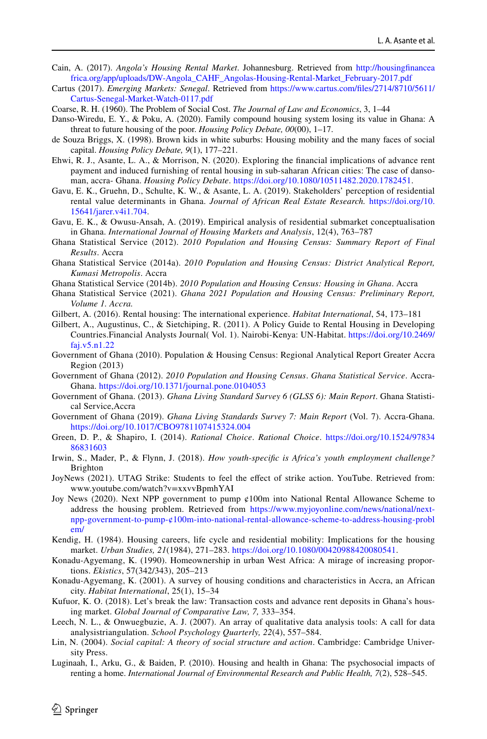Cain, A. (2017). *Angola's Housing Rental Market*. Johannesburg. Retrieved from http://housingfinanceafrica.org/app/uploads/DW-Angola_CAHF_Angolas-Housing-Rental-Market_February-2017.pdf

Cartus (2017). *Emerging Markets: Senegal*. Retrieved from https://www.cartus.com/files/2714/8710/5611/Cartus-Senegal-Market-Watch-0117.pdf

Coarse, R. H. (1960). The Problem of Social Cost. *The Journal of Law and Economics*, 3, 1–44

Danso-Wiredu, E. Y., & Poku, A. (2020). Family compound housing system losing its value in Ghana: A threat to future housing of the poor. *Housing Policy Debate, 00*(00), 1–17.

de Souza Briggs, X. (1998). Brown kids in white suburbs: Housing mobility and the many faces of social capital. *Housing Policy Debate, 9*(1), 177–221.

Ehwi, R. J., Asante, L. A., & Morrison, N. (2020). Exploring the financial implications of advance rent payment and induced furnishing of rental housing in sub-saharan African cities: The case of dansoman, accra- Ghana. *Housing Policy Debate*. https://doi.org/10.1080/10511482.2020.1782451.

Gavu, E. K., Gruehn, D., Schulte, K. W., & Asante, L. A. (2019). Stakeholders' perception of residential rental value determinants in Ghana. *Journal of African Real Estate Research.* https://doi.org/10.15641/jarer.v4i1.704.

Gavu, E. K., & Owusu-Ansah, A. (2019). Empirical analysis of residential submarket conceptualisation in Ghana. *International Journal of Housing Markets and Analysis*, 12(4), 763–787

Ghana Statistical Service (2012). *2010 Population and Housing Census: Summary Report of Final Results*. Accra

Ghana Statistical Service (2014a). *2010 Population and Housing Census: District Analytical Report, Kumasi Metropolis*. Accra

Ghana Statistical Service (2014b). *2010 Population and Housing Census: Housing in Ghana*. Accra

Ghana Statistical Service (2021). *Ghana 2021 Population and Housing Census: Preliminary Report, Volume 1. Accra.*

Gilbert, A. (2016). Rental housing: The international experience. *Habitat International*, 54, 173–181

Gilbert, A., Augustinus, C., & Sietchiping, R. (2011). A Policy Guide to Rental Housing in Developing Countries.Financial Analysts Journal( Vol. 1). Nairobi-Kenya: UN-Habitat. https://doi.org/10.2469/faj.v5.n1.22

Government of Ghana (2010). Population & Housing Census: Regional Analytical Report Greater Accra Region (2013)

Government of Ghana (2012). *2010 Population and Housing Census*. *Ghana Statistical Service*. Accra-Ghana. https://doi.org/10.1371/journal.pone.0104053

Government of Ghana. (2013). *Ghana Living Standard Survey 6 (GLSS 6): Main Report*. Ghana Statistical Service,Accra

Government of Ghana (2019). *Ghana Living Standards Survey 7: Main Report* (Vol. 7). Accra-Ghana. https://doi.org/10.1017/CBO9781107415324.004

Green, D. P., & Shapiro, I. (2014). *Rational Choice*. *Rational Choice*. https://doi.org/10.1524/9783486831603

Irwin, S., Mader, P., & Flynn, J. (2018). *How youth-specific is Africa's youth employment challenge?* Brighton

JoyNews (2021). UTAG Strike: Students to feel the effect of strike action. YouTube. Retrieved from: www.youtube.com/watch?v=xxvvBpmhYAI

Joy News (2020). Next NPP government to pump ¢100m into National Rental Allowance Scheme to address the housing problem. Retrieved from https://www.myjoyonline.com/news/national/next-npp-government-to-pump-¢100m-into-national-rental-allowance-scheme-to-address-housing-problem/

Kendig, H. (1984). Housing careers, life cycle and residential mobility: Implications for the housing market. *Urban Studies, 21*(1984), 271–283. https://doi.org/10.1080/00420988420080541.

Konadu-Agyemang, K. (1990). Homeownership in urban West Africa: A mirage of increasing proportions. *Ekistics*, 57(342/343), 205–213

Konadu-Agyemang, K. (2001). A survey of housing conditions and characteristics in Accra, an African city. *Habitat International*, 25(1), 15–34

Kufuor, K. O. (2018). Let's break the law: Transaction costs and advance rent deposits in Ghana's housing market. *Global Journal of Comparative Law, 7,* 333–354.

Leech, N. L., & Onwuegbuzie, A. J. (2007). An array of qualitative data analysis tools: A call for data analysistriangulation. *School Psychology Quarterly, 22*(4), 557–584.

Lin, N. (2004). *Social capital: A theory of social structure and action*. Cambridge: Cambridge University Press.

Luginaah, I., Arku, G., & Baiden, P. (2010). Housing and health in Ghana: The psychosocial impacts of renting a home. *International Journal of Environmental Research and Public Health, 7*(2), 528–545.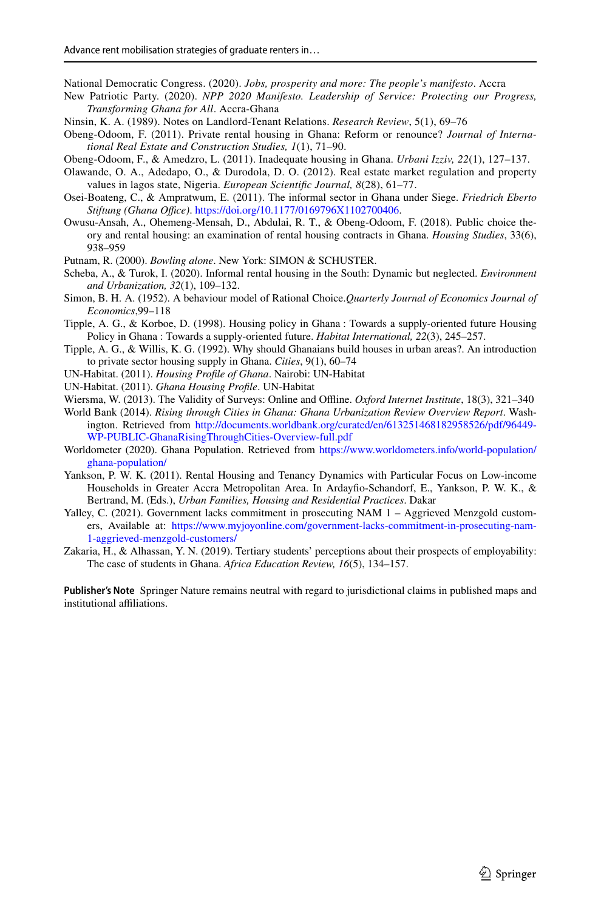National Democratic Congress. (2020). *Jobs, prosperity and more: The people's manifesto*. Accra

New Patriotic Party. (2020). *NPP 2020 Manifesto. Leadership of Service: Protecting our Progress, Transforming Ghana for All*. Accra-Ghana

Ninsin, K. A. (1989). Notes on Landlord-Tenant Relations. *Research Review*, 5(1), 69–76

Obeng-Odoom, F. (2011). Private rental housing in Ghana: Reform or renounce? *Journal of International Real Estate and Construction Studies, 1*(1), 71–90.

Obeng-Odoom, F., & Amedzro, L. (2011). Inadequate housing in Ghana. *Urbani Izziv, 22*(1), 127–137.

Olawande, O. A., Adedapo, O., & Durodola, D. O. (2012). Real estate market regulation and property values in lagos state, Nigeria. *European Scientific Journal, 8*(28), 61–77.

Osei-Boateng, C., & Ampratwum, E. (2011). The informal sector in Ghana under Siege. *Friedrich Eberto Stiftung (Ghana Office)*. https://doi.org/10.1177/0169796X1102700406.

Owusu-Ansah, A., Ohemeng-Mensah, D., Abdulai, R. T., & Obeng-Odoom, F. (2018). Public choice theory and rental housing: an examination of rental housing contracts in Ghana. *Housing Studies*, 33(6), 938–959

Putnam, R. (2000). *Bowling alone*. New York: SIMON & SCHUSTER.

Scheba, A., & Turok, I. (2020). Informal rental housing in the South: Dynamic but neglected. *Environment and Urbanization, 32*(1), 109–132.

Simon, B. H. A. (1952). A behaviour model of Rational Choice.*Quarterly Journal of Economics Journal of Economics*,99–118

Tipple, A. G., & Korboe, D. (1998). Housing policy in Ghana : Towards a supply-oriented future Housing Policy in Ghana : Towards a supply-oriented future. *Habitat International, 22*(3), 245–257.

Tipple, A. G., & Willis, K. G. (1992). Why should Ghanaians build houses in urban areas?. An introduction to private sector housing supply in Ghana. *Cities*, 9(1), 60–74

UN-Habitat. (2011). *Housing Profile of Ghana*. Nairobi: UN-Habitat

UN-Habitat. (2011). *Ghana Housing Profile*. UN-Habitat

Wiersma, W. (2013). The Validity of Surveys: Online and Offline. *Oxford Internet Institute*, 18(3), 321–340

World Bank (2014). *Rising through Cities in Ghana: Ghana Urbanization Review Overview Report*. Washington. Retrieved from http://documents.worldbank.org/curated/en/613251468182958526/pdf/96449-WP-PUBLIC-GhanaRisingThroughCities-Overview-full.pdf

Worldometer (2020). Ghana Population. Retrieved from https://www.worldometers.info/world-population/ghana-population/

Yankson, P. W. K. (2011). Rental Housing and Tenancy Dynamics with Particular Focus on Low-income Households in Greater Accra Metropolitan Area. In Ardayfio-Schandorf, E., Yankson, P. W. K., & Bertrand, M. (Eds.), *Urban Families, Housing and Residential Practices*. Dakar

Yalley, C. (2021). Government lacks commitment in prosecuting NAM 1 – Aggrieved Menzgold customers, Available at: https://www.myjoyonline.com/government-lacks-commitment-in-prosecuting-nam-1-aggrieved-menzgold-customers/

Zakaria, H., & Alhassan, Y. N. (2019). Tertiary students' perceptions about their prospects of employability: The case of students in Ghana. *Africa Education Review, 16*(5), 134–157.

**Publisher's Note** Springer Nature remains neutral with regard to jurisdictional claims in published maps and institutional affiliations.